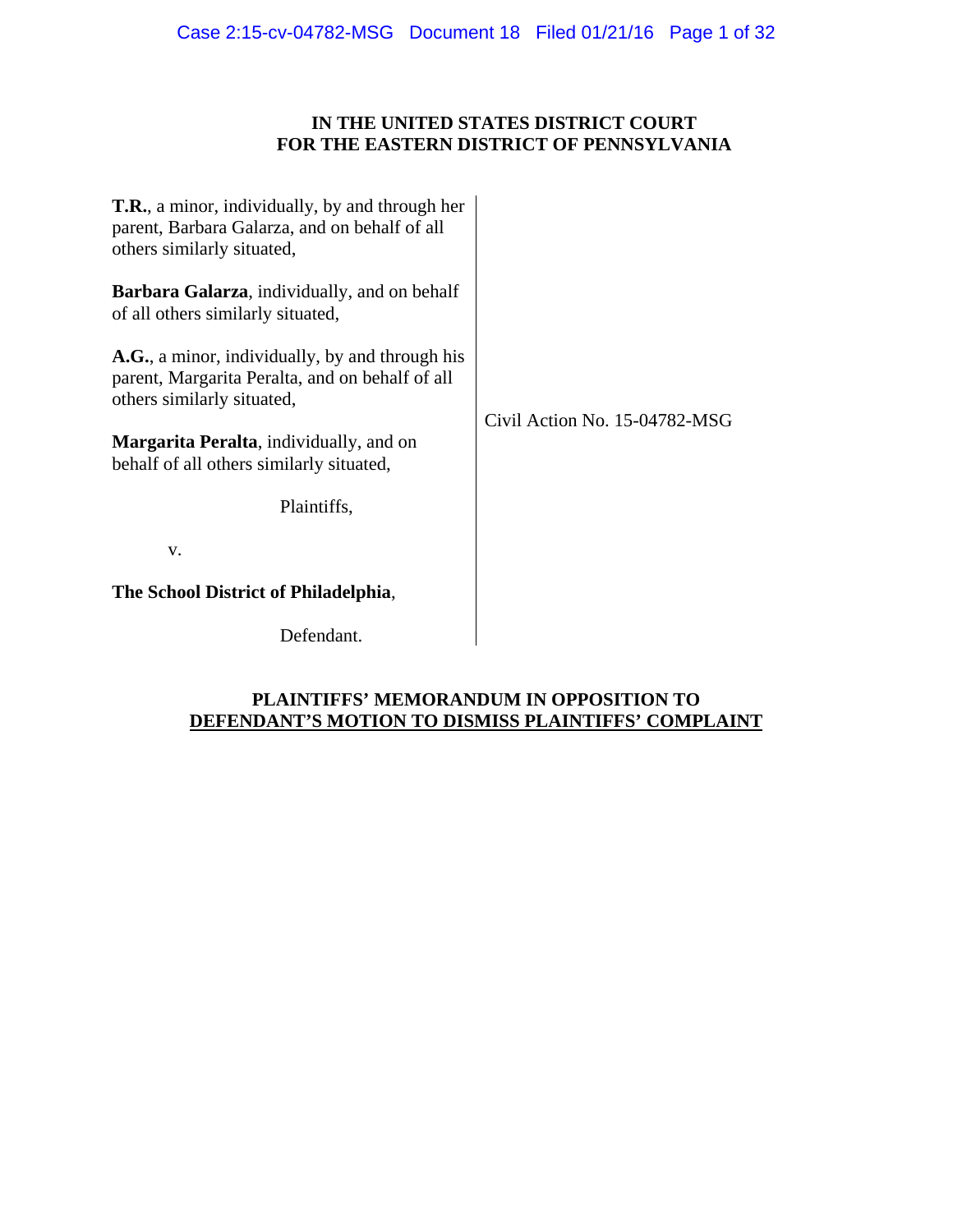**IN THE UNITED STATES DISTRICT COURT**
**FOR THE EASTERN DISTRICT OF PENNSYLVANIA**

**T.R.**, a minor, individually, by and through her parent, Barbara Galarza, and on behalf of all others similarly situated,

**Barbara Galarza**, individually, and on behalf of all others similarly situated,

**A.G.**, a minor, individually, by and through his parent, Margarita Peralta, and on behalf of all others similarly situated,

**Margarita Peralta**, individually, and on behalf of all others similarly situated,

Plaintiffs,

v.

**The School District of Philadelphia**,

Defendant.

Civil Action No. 15-04782-MSG

**PLAINTIFFS' MEMORANDUM IN OPPOSITION TO DEFENDANT'S MOTION TO DISMISS PLAINTIFFS' COMPLAINT**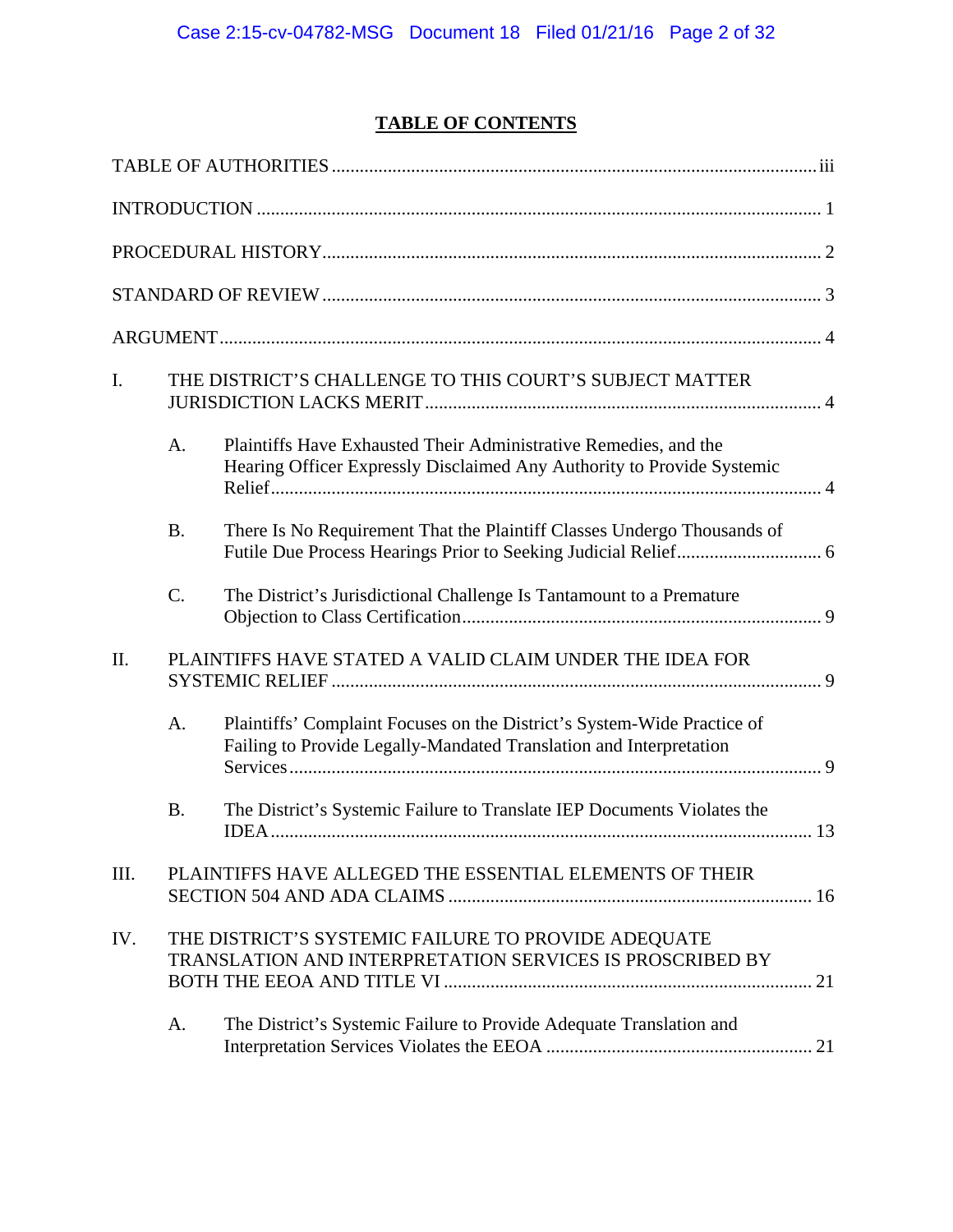# TABLE OF CONTENTS

TABLE OF AUTHORITIES ........................................................................................................ iii

INTRODUCTION ........................................................................................................................ 1

PROCEDURAL HISTORY ........................................................................................................... 2

STANDARD OF REVIEW ........................................................................................................... 3

ARGUMENT ................................................................................................................................ 4

I. THE DISTRICT'S CHALLENGE TO THIS COURT'S SUBJECT MATTER JURISDICTION LACKS MERIT ..................................................................................... 4

   A. Plaintiffs Have Exhausted Their Administrative Remedies, and the Hearing Officer Expressly Disclaimed Any Authority to Provide Systemic Relief ...................................................................................................................... 4

   B. There Is No Requirement That the Plaintiff Classes Undergo Thousands of Futile Due Process Hearings Prior to Seeking Judicial Relief ............................... 6

   C. The District's Jurisdictional Challenge Is Tantamount to a Premature Objection to Class Certification ............................................................................. 9

II. PLAINTIFFS HAVE STATED A VALID CLAIM UNDER THE IDEA FOR SYSTEMIC RELIEF ......................................................................................................... 9

   A. Plaintiffs' Complaint Focuses on the District's System-Wide Practice of Failing to Provide Legally-Mandated Translation and Interpretation Services ................................................................................................................. 9

   B. The District's Systemic Failure to Translate IEP Documents Violates the IDEA ..................................................................................................................... 13

III. PLAINTIFFS HAVE ALLEGED THE ESSENTIAL ELEMENTS OF THEIR SECTION 504 AND ADA CLAIMS ............................................................................. 16

IV. THE DISTRICT'S SYSTEMIC FAILURE TO PROVIDE ADEQUATE TRANSLATION AND INTERPRETATION SERVICES IS PROSCRIBED BY BOTH THE EEOA AND TITLE VI ............................................................................... 21

   A. The District's Systemic Failure to Provide Adequate Translation and Interpretation Services Violates the EEOA ......................................................... 21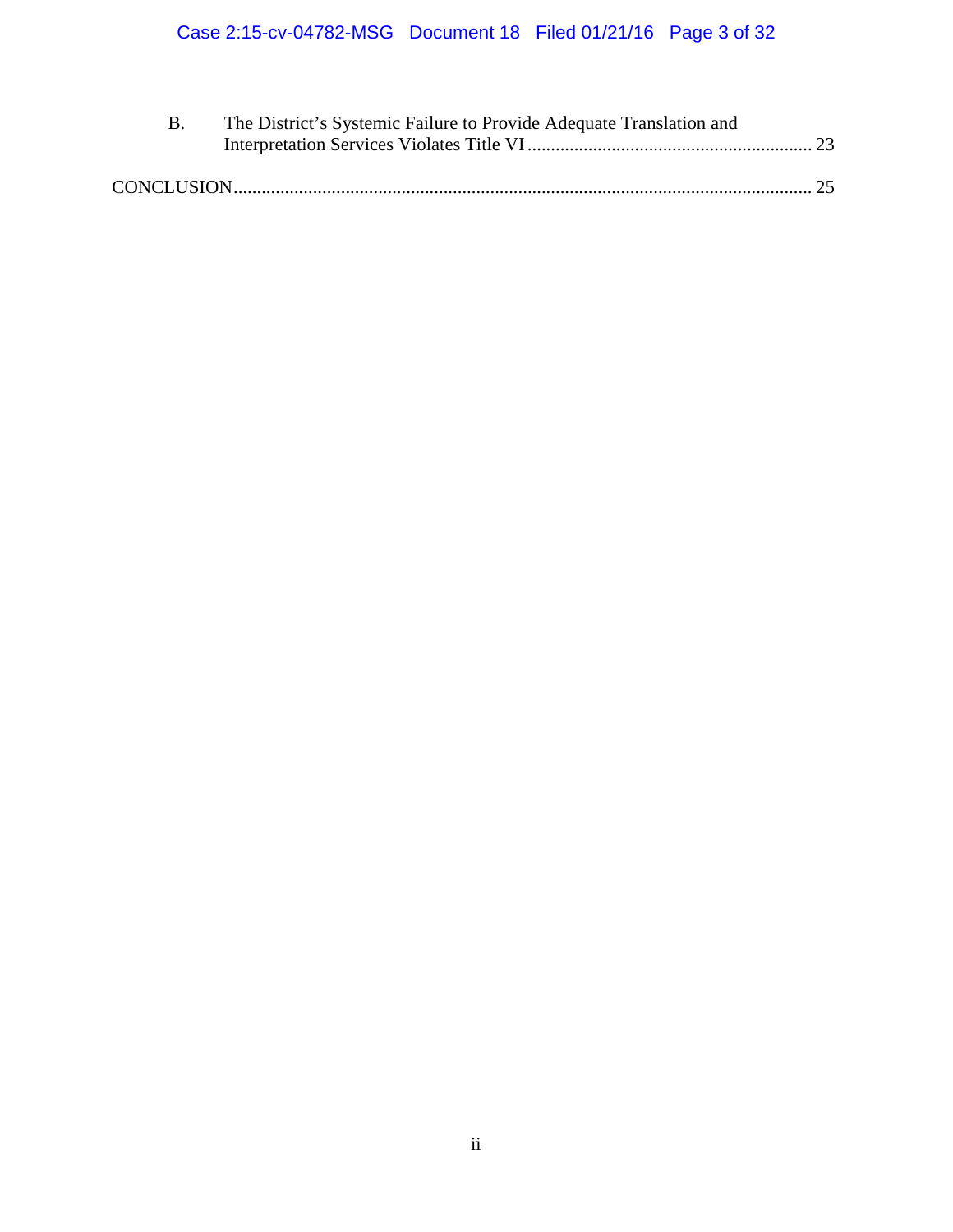B. The District's Systemic Failure to Provide Adequate Translation and Interpretation Services Violates Title VI ............................................................. 23

CONCLUSION ............................................................................................................................ 25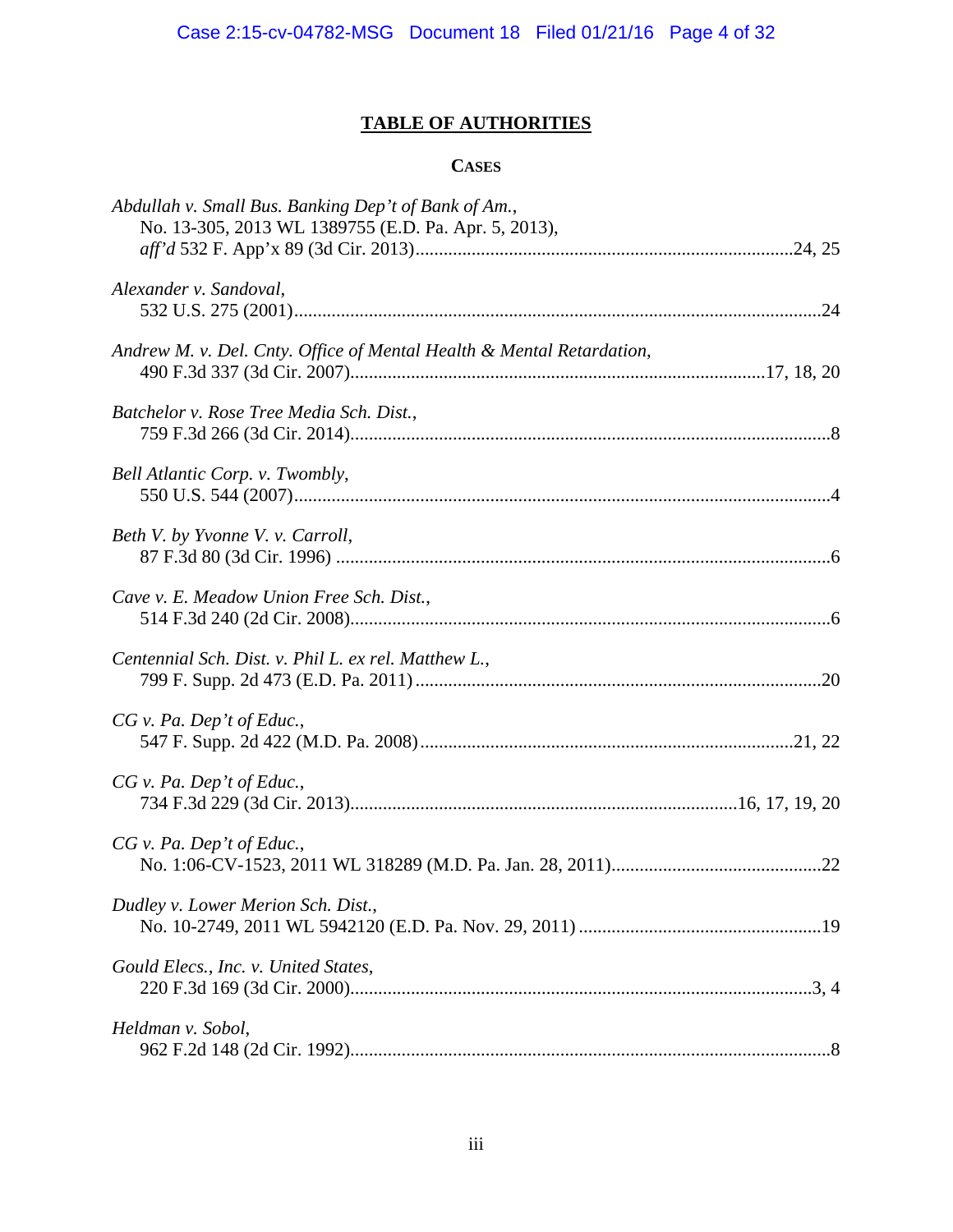# TABLE OF AUTHORITIES

## CASES

*Abdullah v. Small Bus. Banking Dep't of Bank of Am.*,
No. 13-305, 2013 WL 1389755 (E.D. Pa. Apr. 5, 2013),
*aff'd* 532 F. App'x 89 (3d Cir. 2013)....................24, 25

*Alexander v. Sandoval*,
532 U.S. 275 (2001)....................24

*Andrew M. v. Del. Cnty. Office of Mental Health & Mental Retardation*,
490 F.3d 337 (3d Cir. 2007)....................17, 18, 20

*Batchelor v. Rose Tree Media Sch. Dist.*,
759 F.3d 266 (3d Cir. 2014)....................8

*Bell Atlantic Corp. v. Twombly*,
550 U.S. 544 (2007)....................4

*Beth V. by Yvonne V. v. Carroll*,
87 F.3d 80 (3d Cir. 1996)....................6

*Cave v. E. Meadow Union Free Sch. Dist.*,
514 F.3d 240 (2d Cir. 2008)....................6

*Centennial Sch. Dist. v. Phil L. ex rel. Matthew L.*,
799 F. Supp. 2d 473 (E.D. Pa. 2011)....................20

*CG v. Pa. Dep't of Educ.*,
547 F. Supp. 2d 422 (M.D. Pa. 2008)....................21, 22

*CG v. Pa. Dep't of Educ.*,
734 F.3d 229 (3d Cir. 2013)....................16, 17, 19, 20

*CG v. Pa. Dep't of Educ.*,
No. 1:06-CV-1523, 2011 WL 318289 (M.D. Pa. Jan. 28, 2011)....................22

*Dudley v. Lower Merion Sch. Dist.*,
No. 10-2749, 2011 WL 5942120 (E.D. Pa. Nov. 29, 2011)....................19

*Gould Elecs., Inc. v. United States*,
220 F.3d 169 (3d Cir. 2000)....................3, 4

*Heldman v. Sobol*,
962 F.2d 148 (2d Cir. 1992)....................8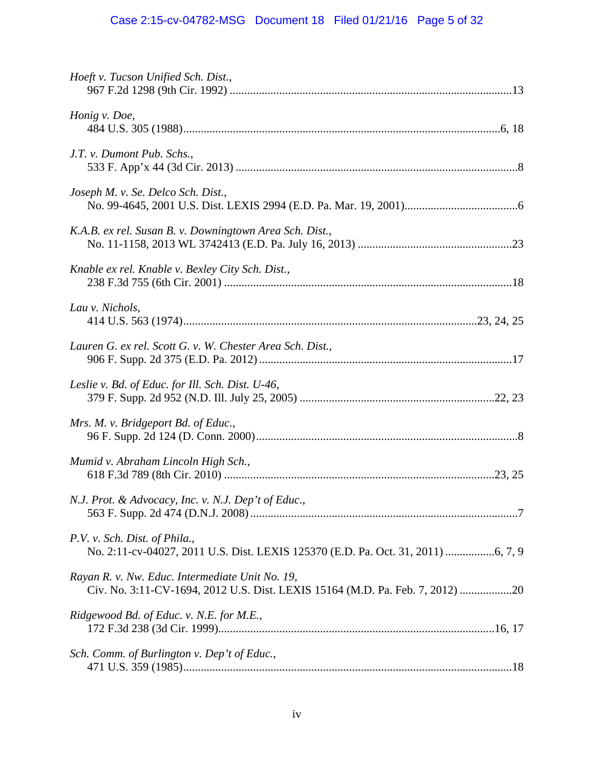*Hoeft v. Tucson Unified Sch. Dist.*,
967 F.2d 1298 (9th Cir. 1992) ....................................................................................................13

*Honig v. Doe*,
484 U.S. 305 (1988)..............................................................................................................6, 18

*J.T. v. Dumont Pub. Schs.*,
533 F. App'x 44 (3d Cir. 2013) ....................................................................................................8

*Joseph M. v. Se. Delco Sch. Dist.*,
No. 99-4645, 2001 U.S. Dist. LEXIS 2994 (E.D. Pa. Mar. 19, 2001).......................................6

*K.A.B. ex rel. Susan B. v. Downingtown Area Sch. Dist.*,
No. 11-1158, 2013 WL 3742413 (E.D. Pa. July 16, 2013) .....................................................23

*Knable ex rel. Knable v. Bexley City Sch. Dist.*,
238 F.3d 755 (6th Cir. 2001) ....................................................................................................18

*Lau v. Nichols*,
414 U.S. 563 (1974).....................................................................................................23, 24, 25

*Lauren G. ex rel. Scott G. v. W. Chester Area Sch. Dist.*,
906 F. Supp. 2d 375 (E.D. Pa. 2012).......................................................................................17

*Leslie v. Bd. of Educ. for Ill. Sch. Dist. U-46*,
379 F. Supp. 2d 952 (N.D. Ill. July 25, 2005) ...................................................................22, 23

*Mrs. M. v. Bridgeport Bd. of Educ.*,
96 F. Supp. 2d 124 (D. Conn. 2000)..........................................................................................8

*Mumid v. Abraham Lincoln High Sch.*,
618 F.3d 789 (8th Cir. 2010) ..............................................................................................23, 25

*N.J. Prot. & Advocacy, Inc. v. N.J. Dep't of Educ.*,
563 F. Supp. 2d 474 (D.N.J. 2008).............................................................................................7

*P.V. v. Sch. Dist. of Phila.*,
No. 2:11-cv-04027, 2011 U.S. Dist. LEXIS 125370 (E.D. Pa. Oct. 31, 2011) .................6, 7, 9

*Rayan R. v. Nw. Educ. Intermediate Unit No. 19*,
Civ. No. 3:11-CV-1694, 2012 U.S. Dist. LEXIS 15164 (M.D. Pa. Feb. 7, 2012) ..................20

*Ridgewood Bd. of Educ. v. N.E. for M.E.*,
172 F.3d 238 (3d Cir. 1999)................................................................................................16, 17

*Sch. Comm. of Burlington v. Dep't of Educ.*,
471 U.S. 359 (1985)..................................................................................................................18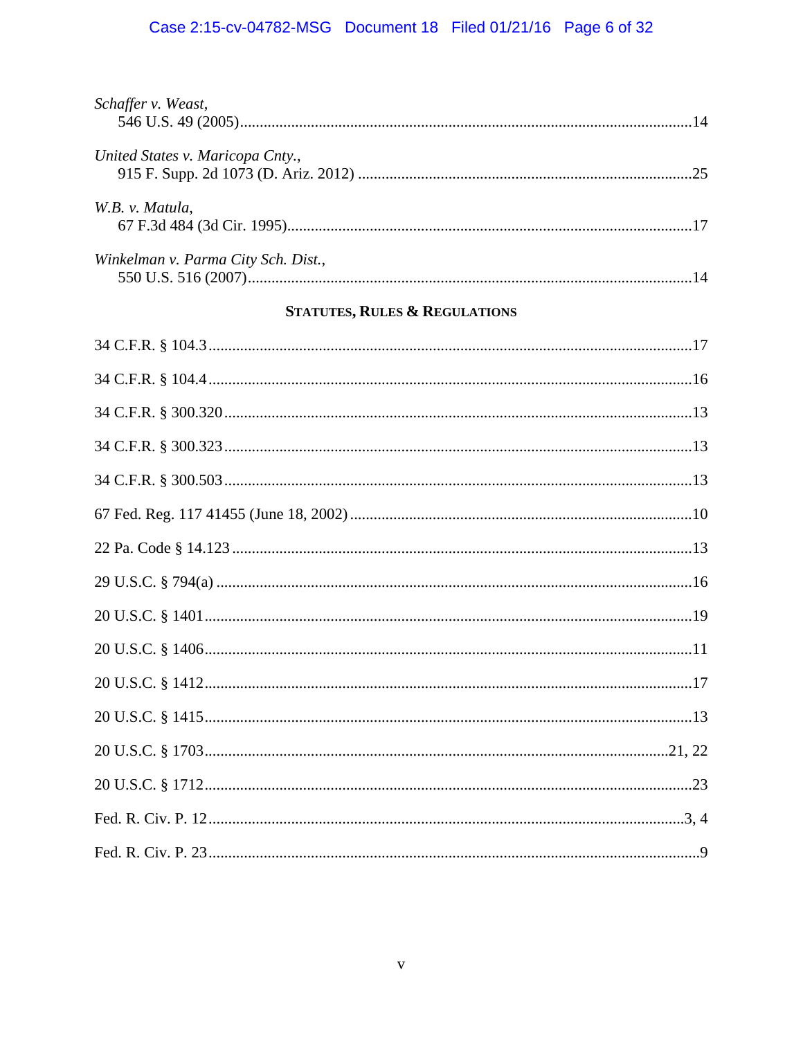*Schaffer v. Weast*,
546 U.S. 49 (2005) .......... 14

*United States v. Maricopa Cnty.*,
915 F. Supp. 2d 1073 (D. Ariz. 2012) .......... 25

*W.B. v. Matula*,
67 F.3d 484 (3d Cir. 1995) .......... 17

*Winkelman v. Parma City Sch. Dist.*,
550 U.S. 516 (2007) .......... 14

## STATUTES, RULES & REGULATIONS

34 C.F.R. § 104.3 .......... 17

34 C.F.R. § 104.4 .......... 16

34 C.F.R. § 300.320 .......... 13

34 C.F.R. § 300.323 .......... 13

34 C.F.R. § 300.503 .......... 13

67 Fed. Reg. 117 41455 (June 18, 2002) .......... 10

22 Pa. Code § 14.123 .......... 13

29 U.S.C. § 794(a) .......... 16

20 U.S.C. § 1401 .......... 19

20 U.S.C. § 1406 .......... 11

20 U.S.C. § 1412 .......... 17

20 U.S.C. § 1415 .......... 13

20 U.S.C. § 1703 .......... 21, 22

20 U.S.C. § 1712 .......... 23

Fed. R. Civ. P. 12 .......... 3, 4

Fed. R. Civ. P. 23 .......... 9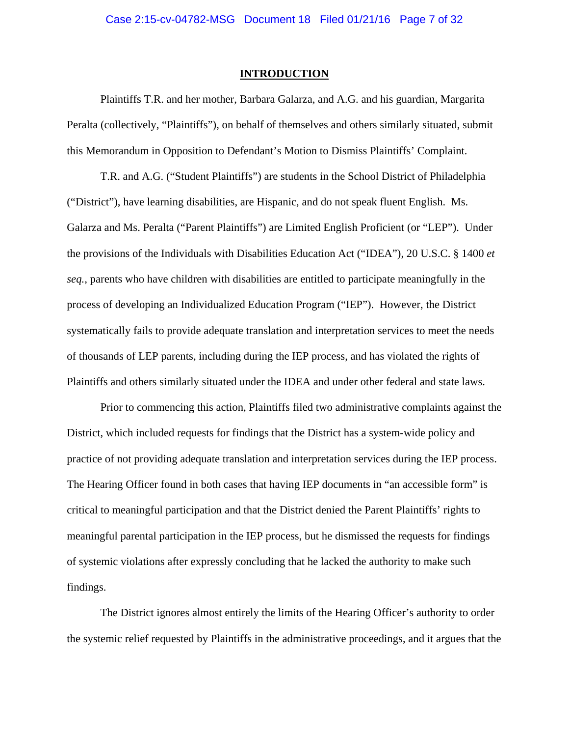## INTRODUCTION

Plaintiffs T.R. and her mother, Barbara Galarza, and A.G. and his guardian, Margarita Peralta (collectively, "Plaintiffs"), on behalf of themselves and others similarly situated, submit this Memorandum in Opposition to Defendant's Motion to Dismiss Plaintiffs' Complaint.

T.R. and A.G. ("Student Plaintiffs") are students in the School District of Philadelphia ("District"), have learning disabilities, are Hispanic, and do not speak fluent English. Ms. Galarza and Ms. Peralta ("Parent Plaintiffs") are Limited English Proficient (or "LEP"). Under the provisions of the Individuals with Disabilities Education Act ("IDEA"), 20 U.S.C. § 1400 *et seq.*, parents who have children with disabilities are entitled to participate meaningfully in the process of developing an Individualized Education Program ("IEP"). However, the District systematically fails to provide adequate translation and interpretation services to meet the needs of thousands of LEP parents, including during the IEP process, and has violated the rights of Plaintiffs and others similarly situated under the IDEA and under other federal and state laws.

Prior to commencing this action, Plaintiffs filed two administrative complaints against the District, which included requests for findings that the District has a system-wide policy and practice of not providing adequate translation and interpretation services during the IEP process. The Hearing Officer found in both cases that having IEP documents in "an accessible form" is critical to meaningful participation and that the District denied the Parent Plaintiffs' rights to meaningful parental participation in the IEP process, but he dismissed the requests for findings of systemic violations after expressly concluding that he lacked the authority to make such findings.

The District ignores almost entirely the limits of the Hearing Officer's authority to order the systemic relief requested by Plaintiffs in the administrative proceedings, and it argues that the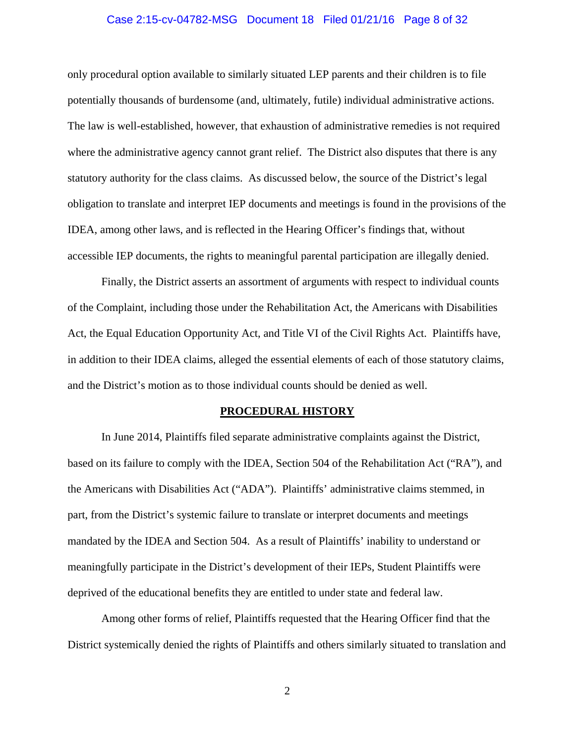only procedural option available to similarly situated LEP parents and their children is to file potentially thousands of burdensome (and, ultimately, futile) individual administrative actions. The law is well-established, however, that exhaustion of administrative remedies is not required where the administrative agency cannot grant relief. The District also disputes that there is any statutory authority for the class claims. As discussed below, the source of the District's legal obligation to translate and interpret IEP documents and meetings is found in the provisions of the IDEA, among other laws, and is reflected in the Hearing Officer's findings that, without accessible IEP documents, the rights to meaningful parental participation are illegally denied.

Finally, the District asserts an assortment of arguments with respect to individual counts of the Complaint, including those under the Rehabilitation Act, the Americans with Disabilities Act, the Equal Education Opportunity Act, and Title VI of the Civil Rights Act. Plaintiffs have, in addition to their IDEA claims, alleged the essential elements of each of those statutory claims, and the District's motion as to those individual counts should be denied as well.

## **PROCEDURAL HISTORY**

In June 2014, Plaintiffs filed separate administrative complaints against the District, based on its failure to comply with the IDEA, Section 504 of the Rehabilitation Act ("RA"), and the Americans with Disabilities Act ("ADA"). Plaintiffs' administrative claims stemmed, in part, from the District's systemic failure to translate or interpret documents and meetings mandated by the IDEA and Section 504. As a result of Plaintiffs' inability to understand or meaningfully participate in the District's development of their IEPs, Student Plaintiffs were deprived of the educational benefits they are entitled to under state and federal law.

Among other forms of relief, Plaintiffs requested that the Hearing Officer find that the District systemically denied the rights of Plaintiffs and others similarly situated to translation and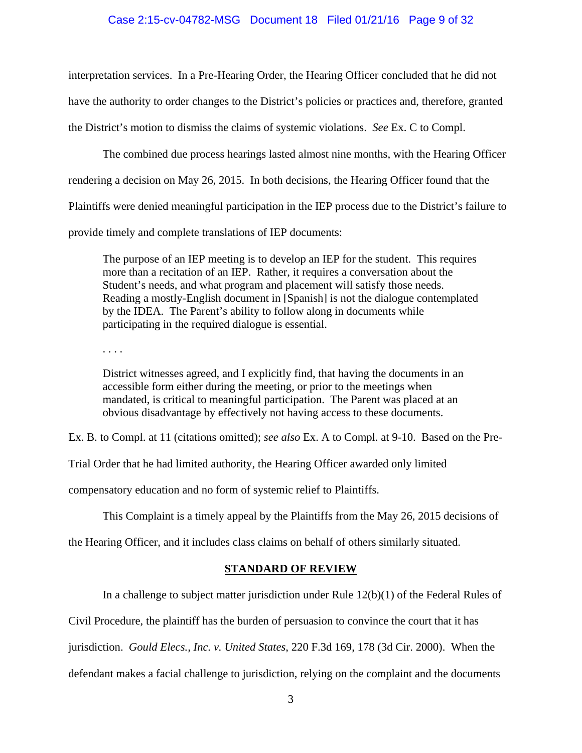interpretation services. In a Pre-Hearing Order, the Hearing Officer concluded that he did not have the authority to order changes to the District's policies or practices and, therefore, granted the District's motion to dismiss the claims of systemic violations. *See* Ex. C to Compl.

The combined due process hearings lasted almost nine months, with the Hearing Officer rendering a decision on May 26, 2015. In both decisions, the Hearing Officer found that the Plaintiffs were denied meaningful participation in the IEP process due to the District's failure to provide timely and complete translations of IEP documents:

> The purpose of an IEP meeting is to develop an IEP for the student. This requires more than a recitation of an IEP. Rather, it requires a conversation about the Student's needs, and what program and placement will satisfy those needs. Reading a mostly-English document in [Spanish] is not the dialogue contemplated by the IDEA. The Parent's ability to follow along in documents while participating in the required dialogue is essential.
>
> . . . .
>
> District witnesses agreed, and I explicitly find, that having the documents in an accessible form either during the meeting, or prior to the meetings when mandated, is critical to meaningful participation. The Parent was placed at an obvious disadvantage by effectively not having access to these documents.

Ex. B. to Compl. at 11 (citations omitted); *see also* Ex. A to Compl. at 9-10. Based on the Pre-Trial Order that he had limited authority, the Hearing Officer awarded only limited compensatory education and no form of systemic relief to Plaintiffs.

This Complaint is a timely appeal by the Plaintiffs from the May 26, 2015 decisions of the Hearing Officer, and it includes class claims on behalf of others similarly situated.

## STANDARD OF REVIEW

In a challenge to subject matter jurisdiction under Rule 12(b)(1) of the Federal Rules of Civil Procedure, the plaintiff has the burden of persuasion to convince the court that it has jurisdiction. *Gould Elecs., Inc. v. United States*, 220 F.3d 169, 178 (3d Cir. 2000). When the defendant makes a facial challenge to jurisdiction, relying on the complaint and the documents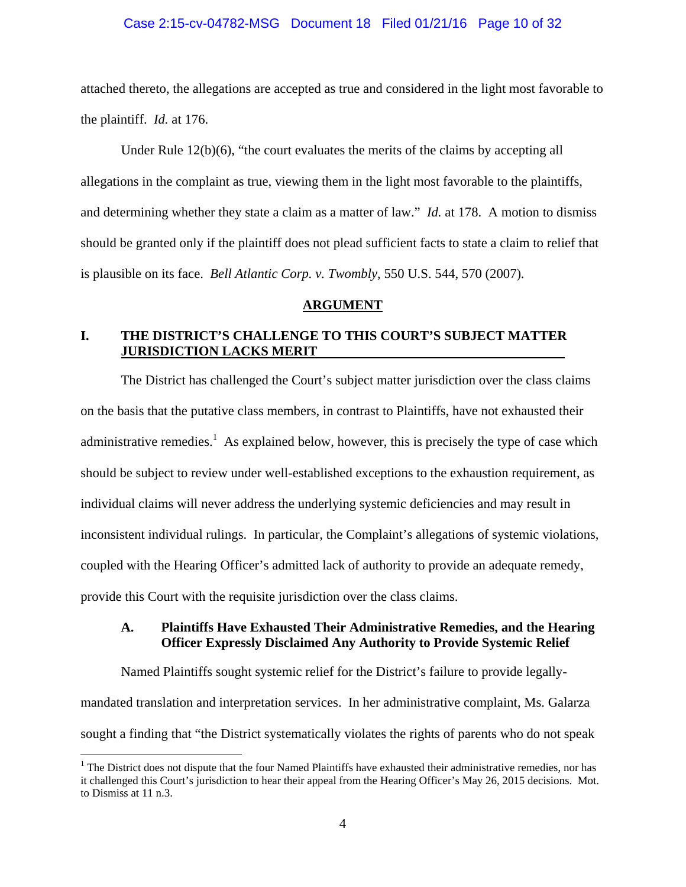attached thereto, the allegations are accepted as true and considered in the light most favorable to the plaintiff. *Id.* at 176.

Under Rule 12(b)(6), "the court evaluates the merits of the claims by accepting all allegations in the complaint as true, viewing them in the light most favorable to the plaintiffs, and determining whether they state a claim as a matter of law." *Id.* at 178. A motion to dismiss should be granted only if the plaintiff does not plead sufficient facts to state a claim to relief that is plausible on its face. *Bell Atlantic Corp. v. Twombly*, 550 U.S. 544, 570 (2007).

## ARGUMENT

### I. THE DISTRICT'S CHALLENGE TO THIS COURT'S SUBJECT MATTER JURISDICTION LACKS MERIT

The District has challenged the Court's subject matter jurisdiction over the class claims on the basis that the putative class members, in contrast to Plaintiffs, have not exhausted their administrative remedies.[1] As explained below, however, this is precisely the type of case which should be subject to review under well-established exceptions to the exhaustion requirement, as individual claims will never address the underlying systemic deficiencies and may result in inconsistent individual rulings. In particular, the Complaint's allegations of systemic violations, coupled with the Hearing Officer's admitted lack of authority to provide an adequate remedy, provide this Court with the requisite jurisdiction over the class claims.

#### A. Plaintiffs Have Exhausted Their Administrative Remedies, and the Hearing Officer Expressly Disclaimed Any Authority to Provide Systemic Relief

Named Plaintiffs sought systemic relief for the District's failure to provide legally-mandated translation and interpretation services. In her administrative complaint, Ms. Galarza sought a finding that "the District systematically violates the rights of parents who do not speak

[1] The District does not dispute that the four Named Plaintiffs have exhausted their administrative remedies, nor has it challenged this Court's jurisdiction to hear their appeal from the Hearing Officer's May 26, 2015 decisions. Mot. to Dismiss at 11 n.3.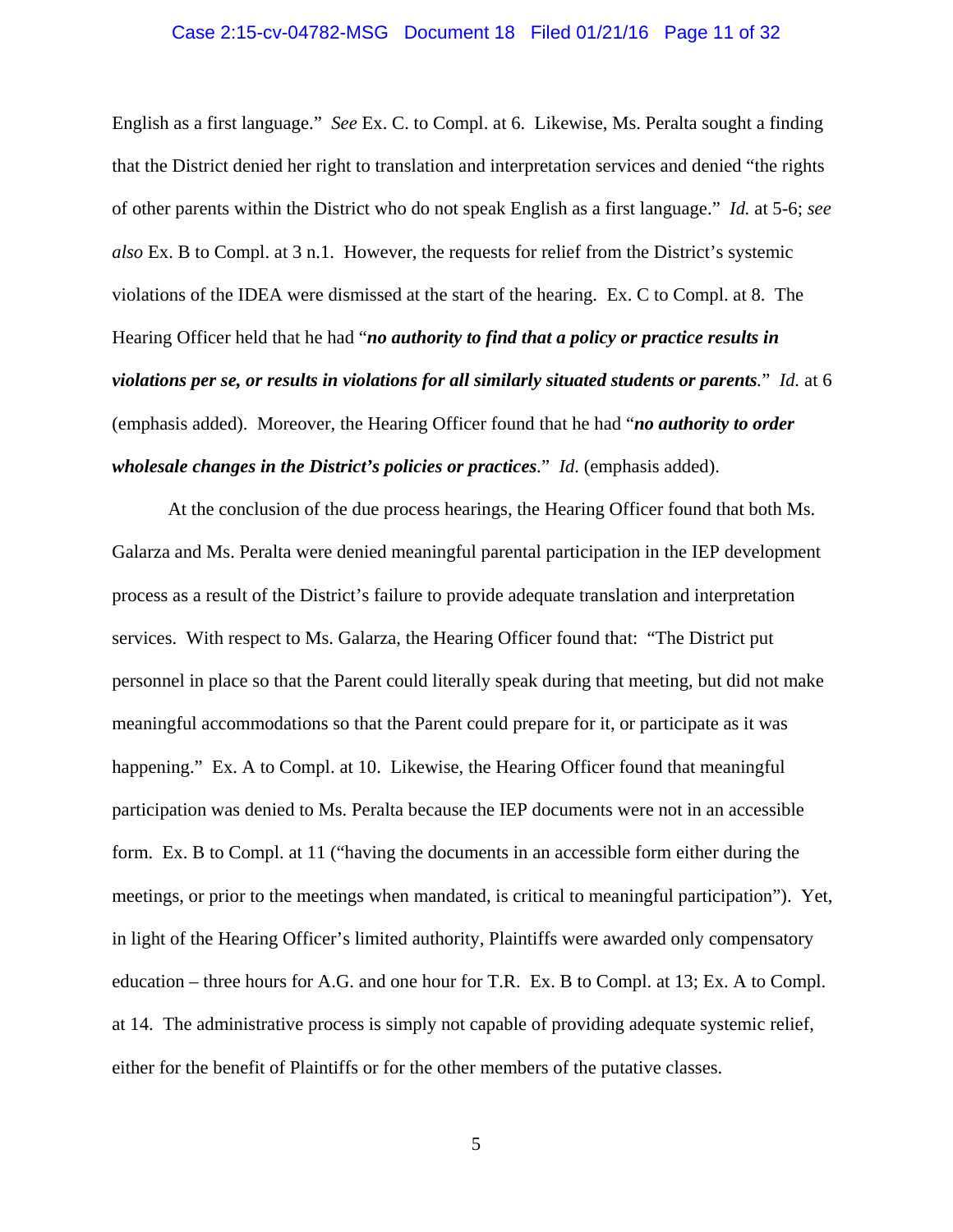English as a first language." *See* Ex. C. to Compl. at 6. Likewise, Ms. Peralta sought a finding that the District denied her right to translation and interpretation services and denied "the rights of other parents within the District who do not speak English as a first language." *Id.* at 5-6; *see also* Ex. B to Compl. at 3 n.1. However, the requests for relief from the District's systemic violations of the IDEA were dismissed at the start of the hearing. Ex. C to Compl. at 8. The Hearing Officer held that he had "***no authority to find that a policy or practice results in violations per se, or results in violations for all similarly situated students or parents.***" *Id.* at 6 (emphasis added). Moreover, the Hearing Officer found that he had "***no authority to order wholesale changes in the District's policies or practices.***" *Id.* (emphasis added).

At the conclusion of the due process hearings, the Hearing Officer found that both Ms. Galarza and Ms. Peralta were denied meaningful parental participation in the IEP development process as a result of the District's failure to provide adequate translation and interpretation services. With respect to Ms. Galarza, the Hearing Officer found that: "The District put personnel in place so that the Parent could literally speak during that meeting, but did not make meaningful accommodations so that the Parent could prepare for it, or participate as it was happening." Ex. A to Compl. at 10. Likewise, the Hearing Officer found that meaningful participation was denied to Ms. Peralta because the IEP documents were not in an accessible form. Ex. B to Compl. at 11 ("having the documents in an accessible form either during the meetings, or prior to the meetings when mandated, is critical to meaningful participation"). Yet, in light of the Hearing Officer's limited authority, Plaintiffs were awarded only compensatory education – three hours for A.G. and one hour for T.R. Ex. B to Compl. at 13; Ex. A to Compl. at 14. The administrative process is simply not capable of providing adequate systemic relief, either for the benefit of Plaintiffs or for the other members of the putative classes.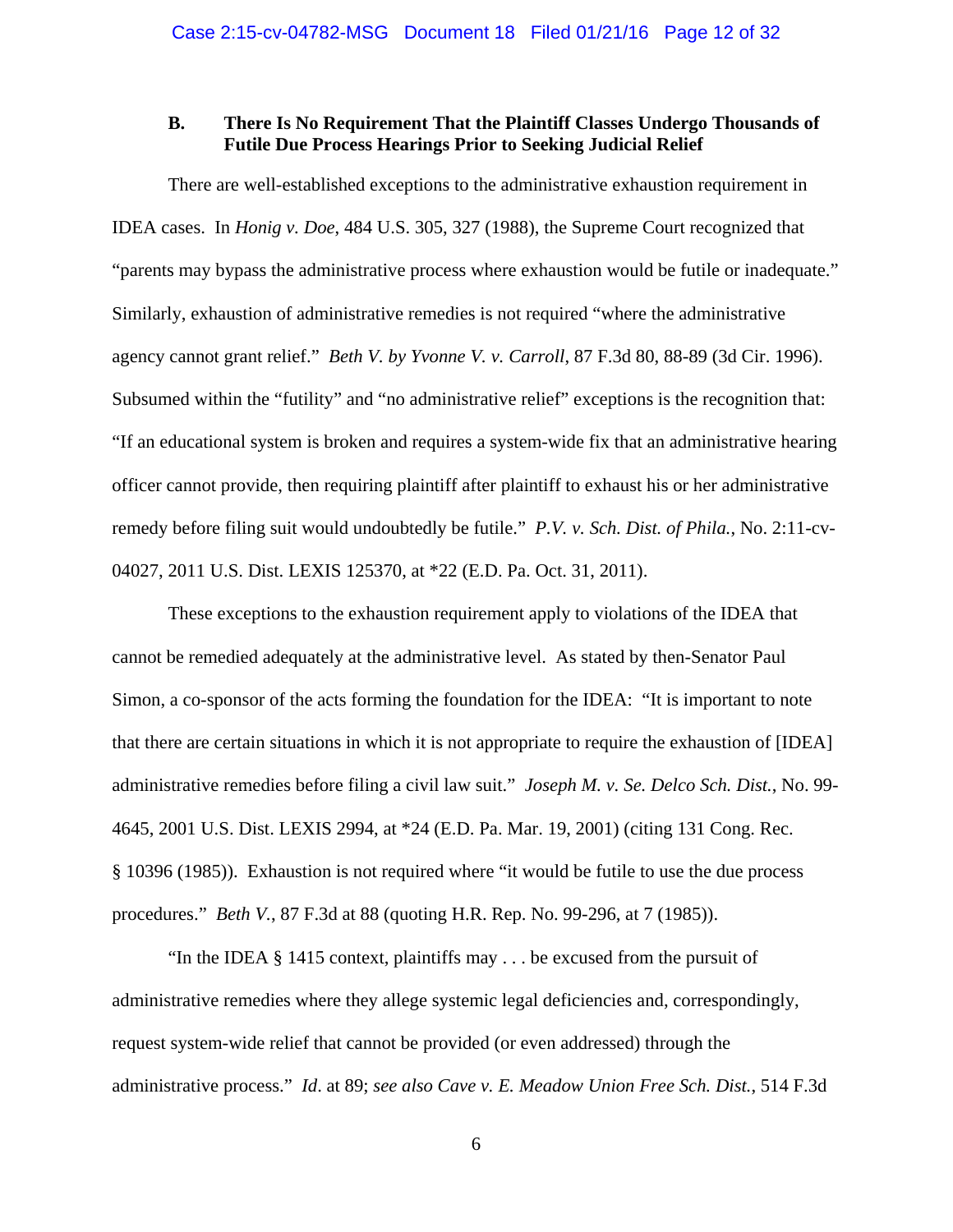### B. There Is No Requirement That the Plaintiff Classes Undergo Thousands of Futile Due Process Hearings Prior to Seeking Judicial Relief

There are well-established exceptions to the administrative exhaustion requirement in IDEA cases. In *Honig v. Doe*, 484 U.S. 305, 327 (1988), the Supreme Court recognized that "parents may bypass the administrative process where exhaustion would be futile or inadequate." Similarly, exhaustion of administrative remedies is not required "where the administrative agency cannot grant relief." *Beth V. by Yvonne V. v. Carroll*, 87 F.3d 80, 88-89 (3d Cir. 1996). Subsumed within the "futility" and "no administrative relief" exceptions is the recognition that: "If an educational system is broken and requires a system-wide fix that an administrative hearing officer cannot provide, then requiring plaintiff after plaintiff to exhaust his or her administrative remedy before filing suit would undoubtedly be futile." *P.V. v. Sch. Dist. of Phila.*, No. 2:11-cv-04027, 2011 U.S. Dist. LEXIS 125370, at *22 (E.D. Pa. Oct. 31, 2011).

These exceptions to the exhaustion requirement apply to violations of the IDEA that cannot be remedied adequately at the administrative level. As stated by then-Senator Paul Simon, a co-sponsor of the acts forming the foundation for the IDEA: "It is important to note that there are certain situations in which it is not appropriate to require the exhaustion of [IDEA] administrative remedies before filing a civil law suit." *Joseph M. v. Se. Delco Sch. Dist.*, No. 99-4645, 2001 U.S. Dist. LEXIS 2994, at *24 (E.D. Pa. Mar. 19, 2001) (citing 131 Cong. Rec. § 10396 (1985)). Exhaustion is not required where "it would be futile to use the due process procedures." *Beth V.*, 87 F.3d at 88 (quoting H.R. Rep. No. 99-296, at 7 (1985)).

"In the IDEA § 1415 context, plaintiffs may . . . be excused from the pursuit of administrative remedies where they allege systemic legal deficiencies and, correspondingly, request system-wide relief that cannot be provided (or even addressed) through the administrative process." *Id*. at 89; *see also Cave v. E. Meadow Union Free Sch. Dist.*, 514 F.3d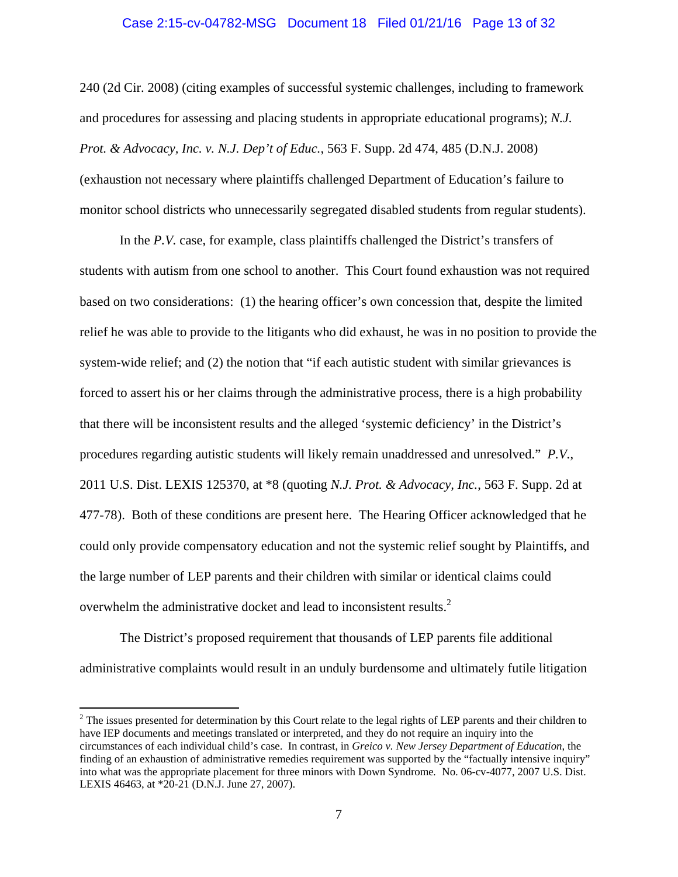240 (2d Cir. 2008) (citing examples of successful systemic challenges, including to framework and procedures for assessing and placing students in appropriate educational programs); *N.J. Prot. & Advocacy, Inc. v. N.J. Dep't of Educ.*, 563 F. Supp. 2d 474, 485 (D.N.J. 2008) (exhaustion not necessary where plaintiffs challenged Department of Education's failure to monitor school districts who unnecessarily segregated disabled students from regular students).

In the *P.V.* case, for example, class plaintiffs challenged the District's transfers of students with autism from one school to another. This Court found exhaustion was not required based on two considerations: (1) the hearing officer's own concession that, despite the limited relief he was able to provide to the litigants who did exhaust, he was in no position to provide the system-wide relief; and (2) the notion that "if each autistic student with similar grievances is forced to assert his or her claims through the administrative process, there is a high probability that there will be inconsistent results and the alleged 'systemic deficiency' in the District's procedures regarding autistic students will likely remain unaddressed and unresolved." *P.V.*, 2011 U.S. Dist. LEXIS 125370, at *8 (quoting *N.J. Prot. & Advocacy, Inc.*, 563 F. Supp. 2d at 477-78). Both of these conditions are present here. The Hearing Officer acknowledged that he could only provide compensatory education and not the systemic relief sought by Plaintiffs, and the large number of LEP parents and their children with similar or identical claims could overwhelm the administrative docket and lead to inconsistent results.[2]

The District's proposed requirement that thousands of LEP parents file additional administrative complaints would result in an unduly burdensome and ultimately futile litigation

---

[2] The issues presented for determination by this Court relate to the legal rights of LEP parents and their children to have IEP documents and meetings translated or interpreted, and they do not require an inquiry into the circumstances of each individual child's case. In contrast, in *Greico v. New Jersey Department of Education*, the finding of an exhaustion of administrative remedies requirement was supported by the "factually intensive inquiry" into what was the appropriate placement for three minors with Down Syndrome. No. 06-cv-4077, 2007 U.S. Dist. LEXIS 46463, at *20-21 (D.N.J. June 27, 2007).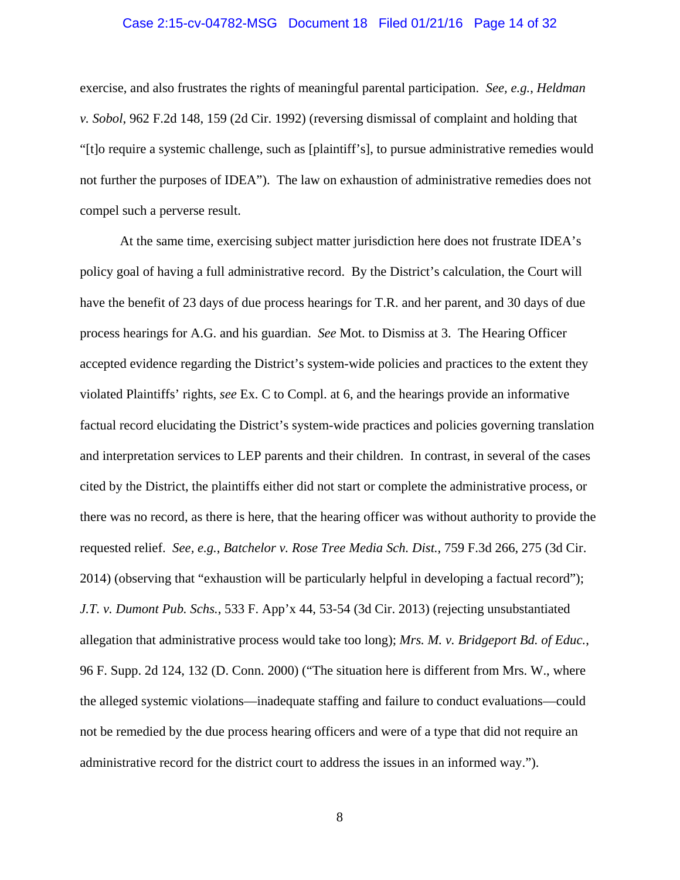exercise, and also frustrates the rights of meaningful parental participation. *See, e.g.*, *Heldman v. Sobol*, 962 F.2d 148, 159 (2d Cir. 1992) (reversing dismissal of complaint and holding that "[t]o require a systemic challenge, such as [plaintiff's], to pursue administrative remedies would not further the purposes of IDEA"). The law on exhaustion of administrative remedies does not compel such a perverse result.

At the same time, exercising subject matter jurisdiction here does not frustrate IDEA's policy goal of having a full administrative record. By the District's calculation, the Court will have the benefit of 23 days of due process hearings for T.R. and her parent, and 30 days of due process hearings for A.G. and his guardian. *See* Mot. to Dismiss at 3. The Hearing Officer accepted evidence regarding the District's system-wide policies and practices to the extent they violated Plaintiffs' rights, *see* Ex. C to Compl. at 6, and the hearings provide an informative factual record elucidating the District's system-wide practices and policies governing translation and interpretation services to LEP parents and their children. In contrast, in several of the cases cited by the District, the plaintiffs either did not start or complete the administrative process, or there was no record, as there is here, that the hearing officer was without authority to provide the requested relief. *See, e.g.*, *Batchelor v. Rose Tree Media Sch. Dist.*, 759 F.3d 266, 275 (3d Cir. 2014) (observing that "exhaustion will be particularly helpful in developing a factual record"); *J.T. v. Dumont Pub. Schs.*, 533 F. App'x 44, 53-54 (3d Cir. 2013) (rejecting unsubstantiated allegation that administrative process would take too long); *Mrs. M. v. Bridgeport Bd. of Educ.*, 96 F. Supp. 2d 124, 132 (D. Conn. 2000) ("The situation here is different from Mrs. W., where the alleged systemic violations—inadequate staffing and failure to conduct evaluations—could not be remedied by the due process hearing officers and were of a type that did not require an administrative record for the district court to address the issues in an informed way.").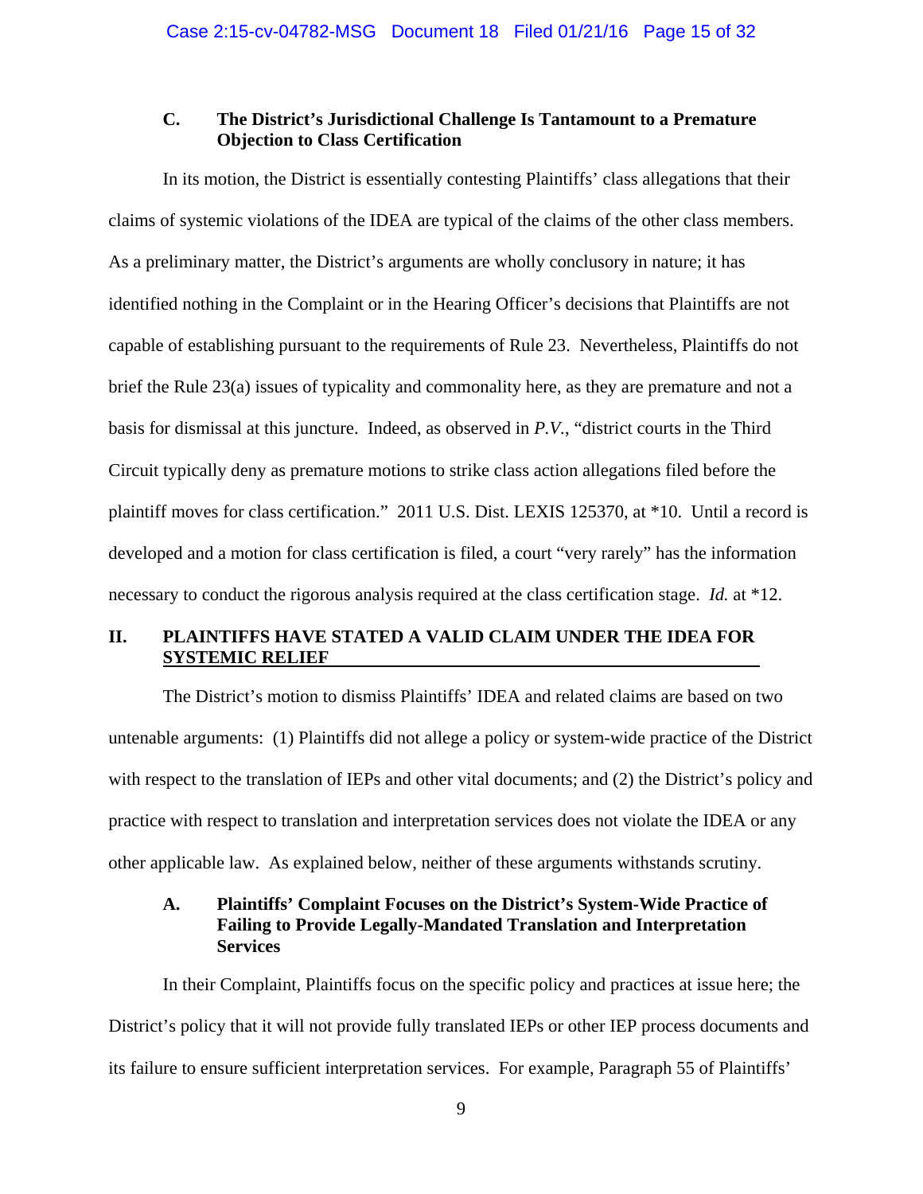### C. The District's Jurisdictional Challenge Is Tantamount to a Premature Objection to Class Certification

In its motion, the District is essentially contesting Plaintiffs' class allegations that their claims of systemic violations of the IDEA are typical of the claims of the other class members. As a preliminary matter, the District's arguments are wholly conclusory in nature; it has identified nothing in the Complaint or in the Hearing Officer's decisions that Plaintiffs are not capable of establishing pursuant to the requirements of Rule 23. Nevertheless, Plaintiffs do not brief the Rule 23(a) issues of typicality and commonality here, as they are premature and not a basis for dismissal at this juncture. Indeed, as observed in *P.V.*, "district courts in the Third Circuit typically deny as premature motions to strike class action allegations filed before the plaintiff moves for class certification." 2011 U.S. Dist. LEXIS 125370, at *10. Until a record is developed and a motion for class certification is filed, a court "very rarely" has the information necessary to conduct the rigorous analysis required at the class certification stage. *Id.* at *12.

## II. PLAINTIFFS HAVE STATED A VALID CLAIM UNDER THE IDEA FOR SYSTEMIC RELIEF

The District's motion to dismiss Plaintiffs' IDEA and related claims are based on two untenable arguments: (1) Plaintiffs did not allege a policy or system-wide practice of the District with respect to the translation of IEPs and other vital documents; and (2) the District's policy and practice with respect to translation and interpretation services does not violate the IDEA or any other applicable law. As explained below, neither of these arguments withstands scrutiny.

### A. Plaintiffs' Complaint Focuses on the District's System-Wide Practice of Failing to Provide Legally-Mandated Translation and Interpretation Services

In their Complaint, Plaintiffs focus on the specific policy and practices at issue here; the District's policy that it will not provide fully translated IEPs or other IEP process documents and its failure to ensure sufficient interpretation services. For example, Paragraph 55 of Plaintiffs'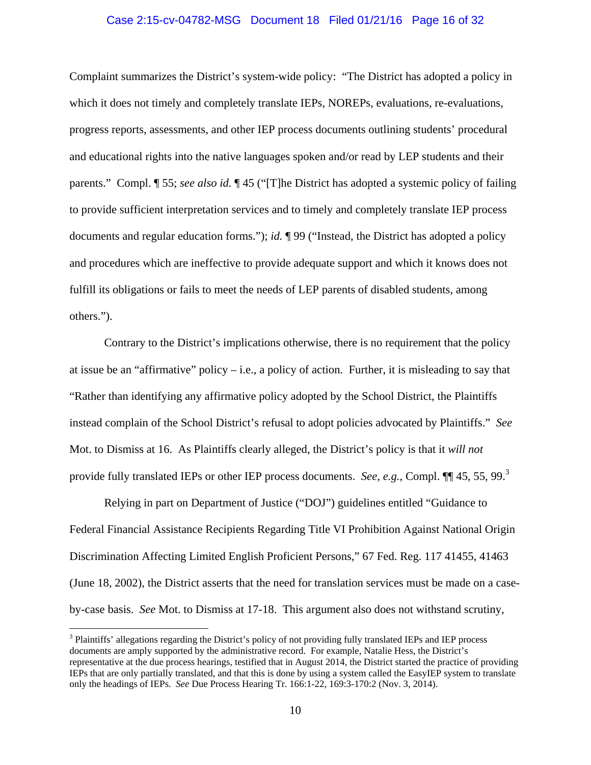Complaint summarizes the District's system-wide policy: "The District has adopted a policy in which it does not timely and completely translate IEPs, NOREPs, evaluations, re-evaluations, progress reports, assessments, and other IEP process documents outlining students' procedural and educational rights into the native languages spoken and/or read by LEP students and their parents." Compl. ¶ 55; *see also id.* ¶ 45 ("[T]he District has adopted a systemic policy of failing to provide sufficient interpretation services and to timely and completely translate IEP process documents and regular education forms."); *id.* ¶ 99 ("Instead, the District has adopted a policy and procedures which are ineffective to provide adequate support and which it knows does not fulfill its obligations or fails to meet the needs of LEP parents of disabled students, among others.").

Contrary to the District's implications otherwise, there is no requirement that the policy at issue be an "affirmative" policy – i.e., a policy of action. Further, it is misleading to say that "Rather than identifying any affirmative policy adopted by the School District, the Plaintiffs instead complain of the School District's refusal to adopt policies advocated by Plaintiffs." *See* Mot. to Dismiss at 16. As Plaintiffs clearly alleged, the District's policy is that it *will not* provide fully translated IEPs or other IEP process documents. *See, e.g.*, Compl. ¶¶ 45, 55, 99.[3]

Relying in part on Department of Justice ("DOJ") guidelines entitled "Guidance to Federal Financial Assistance Recipients Regarding Title VI Prohibition Against National Origin Discrimination Affecting Limited English Proficient Persons," 67 Fed. Reg. 117 41455, 41463 (June 18, 2002), the District asserts that the need for translation services must be made on a case-by-case basis. *See* Mot. to Dismiss at 17-18. This argument also does not withstand scrutiny,

[3] Plaintiffs' allegations regarding the District's policy of not providing fully translated IEPs and IEP process documents are amply supported by the administrative record. For example, Natalie Hess, the District's representative at the due process hearings, testified that in August 2014, the District started the practice of providing IEPs that are only partially translated, and that this is done by using a system called the EasyIEP system to translate only the headings of IEPs. *See* Due Process Hearing Tr. 166:1-22, 169:3-170:2 (Nov. 3, 2014).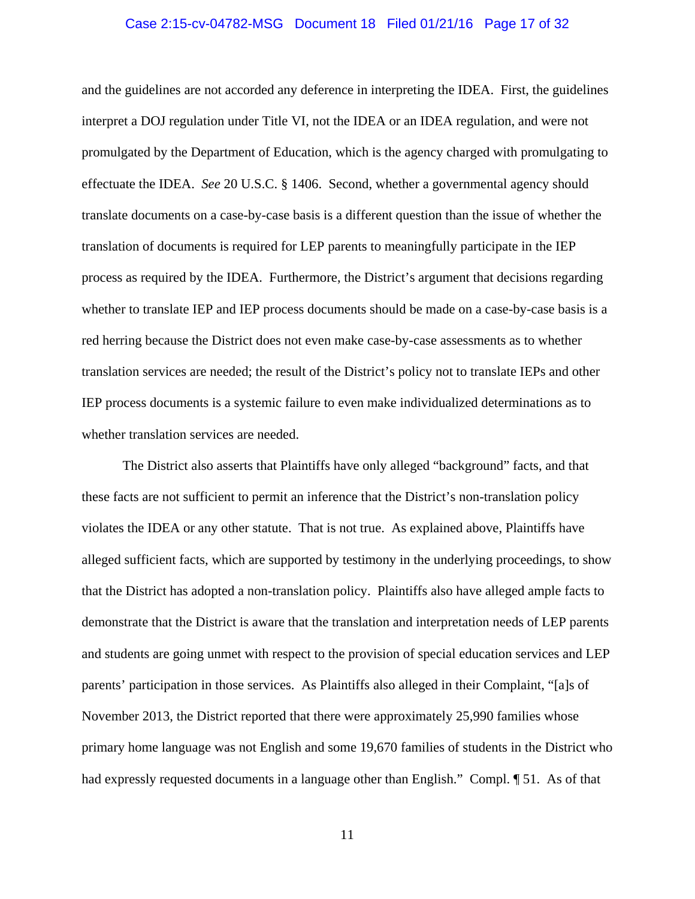and the guidelines are not accorded any deference in interpreting the IDEA. First, the guidelines interpret a DOJ regulation under Title VI, not the IDEA or an IDEA regulation, and were not promulgated by the Department of Education, which is the agency charged with promulgating to effectuate the IDEA. *See* 20 U.S.C. § 1406. Second, whether a governmental agency should translate documents on a case-by-case basis is a different question than the issue of whether the translation of documents is required for LEP parents to meaningfully participate in the IEP process as required by the IDEA. Furthermore, the District's argument that decisions regarding whether to translate IEP and IEP process documents should be made on a case-by-case basis is a red herring because the District does not even make case-by-case assessments as to whether translation services are needed; the result of the District's policy not to translate IEPs and other IEP process documents is a systemic failure to even make individualized determinations as to whether translation services are needed.

The District also asserts that Plaintiffs have only alleged "background" facts, and that these facts are not sufficient to permit an inference that the District's non-translation policy violates the IDEA or any other statute. That is not true. As explained above, Plaintiffs have alleged sufficient facts, which are supported by testimony in the underlying proceedings, to show that the District has adopted a non-translation policy. Plaintiffs also have alleged ample facts to demonstrate that the District is aware that the translation and interpretation needs of LEP parents and students are going unmet with respect to the provision of special education services and LEP parents' participation in those services. As Plaintiffs also alleged in their Complaint, "[a]s of November 2013, the District reported that there were approximately 25,990 families whose primary home language was not English and some 19,670 families of students in the District who had expressly requested documents in a language other than English." Compl. ¶ 51. As of that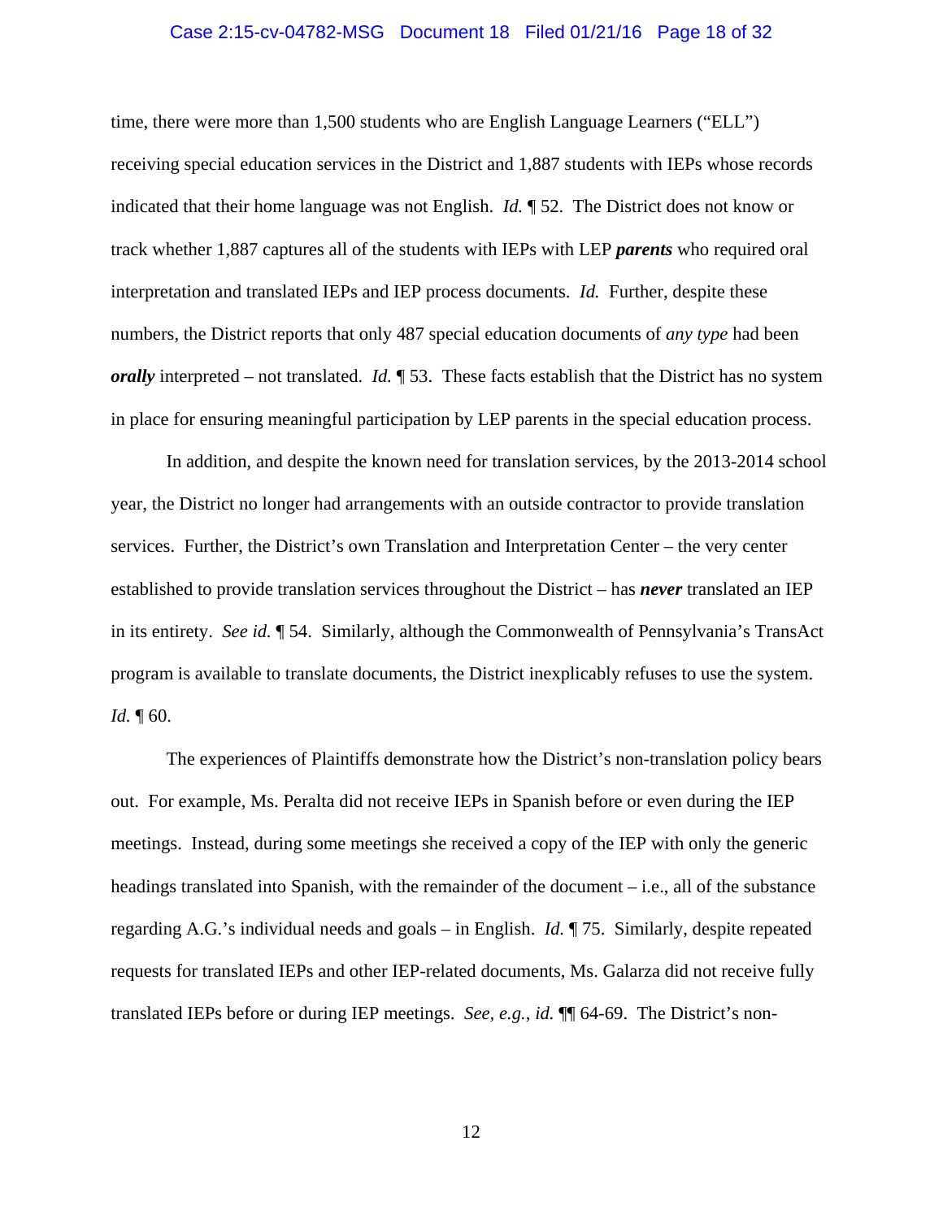time, there were more than 1,500 students who are English Language Learners ("ELL") receiving special education services in the District and 1,887 students with IEPs whose records indicated that their home language was not English. *Id.* ¶ 52. The District does not know or track whether 1,887 captures all of the students with IEPs with LEP ***parents*** who required oral interpretation and translated IEPs and IEP process documents. *Id.* Further, despite these numbers, the District reports that only 487 special education documents of *any type* had been ***orally*** interpreted – not translated. *Id.* ¶ 53. These facts establish that the District has no system in place for ensuring meaningful participation by LEP parents in the special education process.

In addition, and despite the known need for translation services, by the 2013-2014 school year, the District no longer had arrangements with an outside contractor to provide translation services. Further, the District's own Translation and Interpretation Center – the very center established to provide translation services throughout the District – has ***never*** translated an IEP in its entirety. *See id.* ¶ 54. Similarly, although the Commonwealth of Pennsylvania's TransAct program is available to translate documents, the District inexplicably refuses to use the system. *Id.* ¶ 60.

The experiences of Plaintiffs demonstrate how the District's non-translation policy bears out. For example, Ms. Peralta did not receive IEPs in Spanish before or even during the IEP meetings. Instead, during some meetings she received a copy of the IEP with only the generic headings translated into Spanish, with the remainder of the document – i.e., all of the substance regarding A.G.'s individual needs and goals – in English. *Id.* ¶ 75. Similarly, despite repeated requests for translated IEPs and other IEP-related documents, Ms. Galarza did not receive fully translated IEPs before or during IEP meetings. *See, e.g.*, *id.* ¶¶ 64-69. The District's non-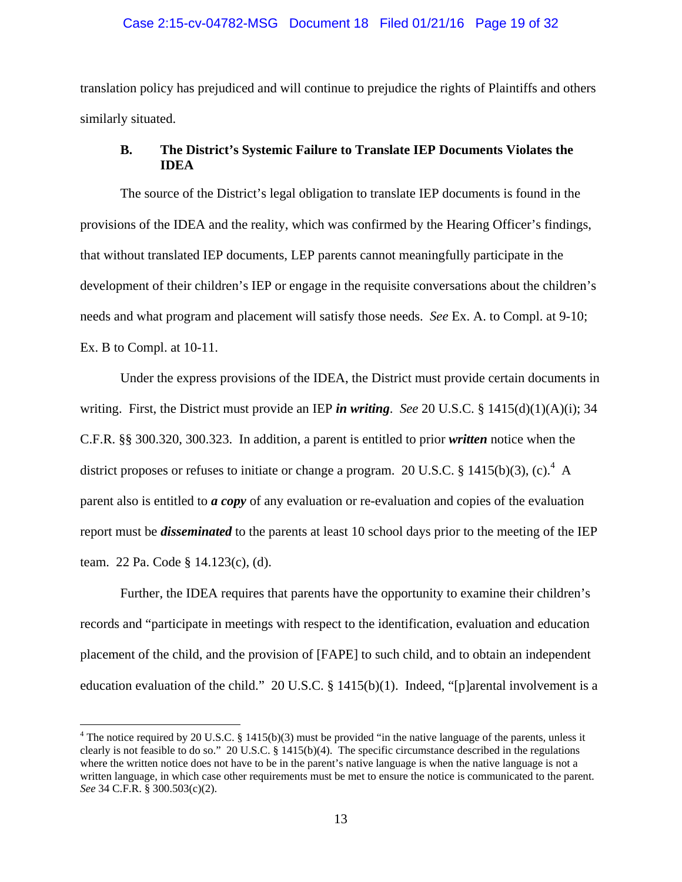translation policy has prejudiced and will continue to prejudice the rights of Plaintiffs and others similarly situated.

### B. The District's Systemic Failure to Translate IEP Documents Violates the IDEA

The source of the District's legal obligation to translate IEP documents is found in the provisions of the IDEA and the reality, which was confirmed by the Hearing Officer's findings, that without translated IEP documents, LEP parents cannot meaningfully participate in the development of their children's IEP or engage in the requisite conversations about the children's needs and what program and placement will satisfy those needs. *See* Ex. A. to Compl. at 9-10; Ex. B to Compl. at 10-11.

Under the express provisions of the IDEA, the District must provide certain documents in writing. First, the District must provide an IEP ***in writing***. *See* 20 U.S.C. § 1415(d)(1)(A)(i); 34 C.F.R. §§ 300.320, 300.323. In addition, a parent is entitled to prior ***written*** notice when the district proposes or refuses to initiate or change a program. 20 U.S.C. § 1415(b)(3), (c).[4] A parent also is entitled to ***a copy*** of any evaluation or re-evaluation and copies of the evaluation report must be ***disseminated*** to the parents at least 10 school days prior to the meeting of the IEP team. 22 Pa. Code § 14.123(c), (d).

Further, the IDEA requires that parents have the opportunity to examine their children's records and "participate in meetings with respect to the identification, evaluation and education placement of the child, and the provision of [FAPE] to such child, and to obtain an independent education evaluation of the child." 20 U.S.C. § 1415(b)(1). Indeed, "[p]arental involvement is a

---

[4] The notice required by 20 U.S.C. § 1415(b)(3) must be provided "in the native language of the parents, unless it clearly is not feasible to do so." 20 U.S.C. § 1415(b)(4). The specific circumstance described in the regulations where the written notice does not have to be in the parent's native language is when the native language is not a written language, in which case other requirements must be met to ensure the notice is communicated to the parent. *See* 34 C.F.R. § 300.503(c)(2).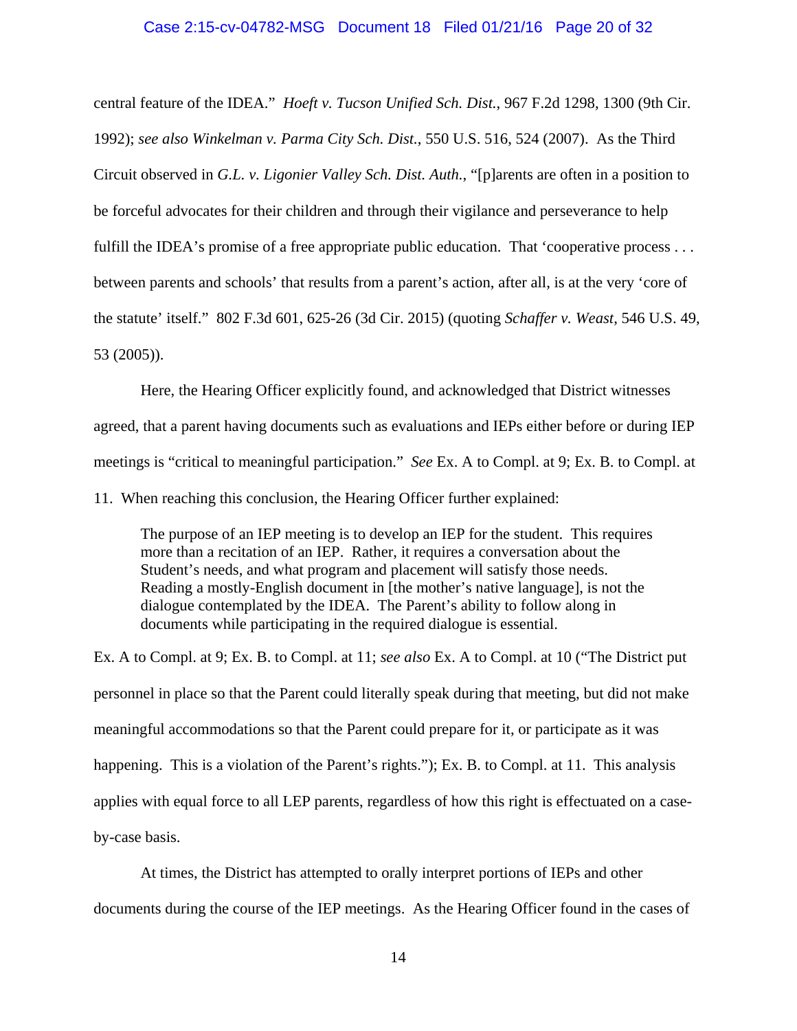central feature of the IDEA." *Hoeft v. Tucson Unified Sch. Dist.*, 967 F.2d 1298, 1300 (9th Cir. 1992); *see also Winkelman v. Parma City Sch. Dist.*, 550 U.S. 516, 524 (2007). As the Third Circuit observed in *G.L. v. Ligonier Valley Sch. Dist. Auth.*, "[p]arents are often in a position to be forceful advocates for their children and through their vigilance and perseverance to help fulfill the IDEA's promise of a free appropriate public education. That 'cooperative process . . . between parents and schools' that results from a parent's action, after all, is at the very 'core of the statute' itself." 802 F.3d 601, 625-26 (3d Cir. 2015) (quoting *Schaffer v. Weast*, 546 U.S. 49, 53 (2005)).

Here, the Hearing Officer explicitly found, and acknowledged that District witnesses agreed, that a parent having documents such as evaluations and IEPs either before or during IEP meetings is "critical to meaningful participation." *See* Ex. A to Compl. at 9; Ex. B. to Compl. at 11. When reaching this conclusion, the Hearing Officer further explained:

> The purpose of an IEP meeting is to develop an IEP for the student. This requires more than a recitation of an IEP. Rather, it requires a conversation about the Student's needs, and what program and placement will satisfy those needs. Reading a mostly-English document in [the mother's native language], is not the dialogue contemplated by the IDEA. The Parent's ability to follow along in documents while participating in the required dialogue is essential.

Ex. A to Compl. at 9; Ex. B. to Compl. at 11; *see also* Ex. A to Compl. at 10 ("The District put personnel in place so that the Parent could literally speak during that meeting, but did not make meaningful accommodations so that the Parent could prepare for it, or participate as it was happening. This is a violation of the Parent's rights."); Ex. B. to Compl. at 11. This analysis applies with equal force to all LEP parents, regardless of how this right is effectuated on a case-by-case basis.

At times, the District has attempted to orally interpret portions of IEPs and other documents during the course of the IEP meetings. As the Hearing Officer found in the cases of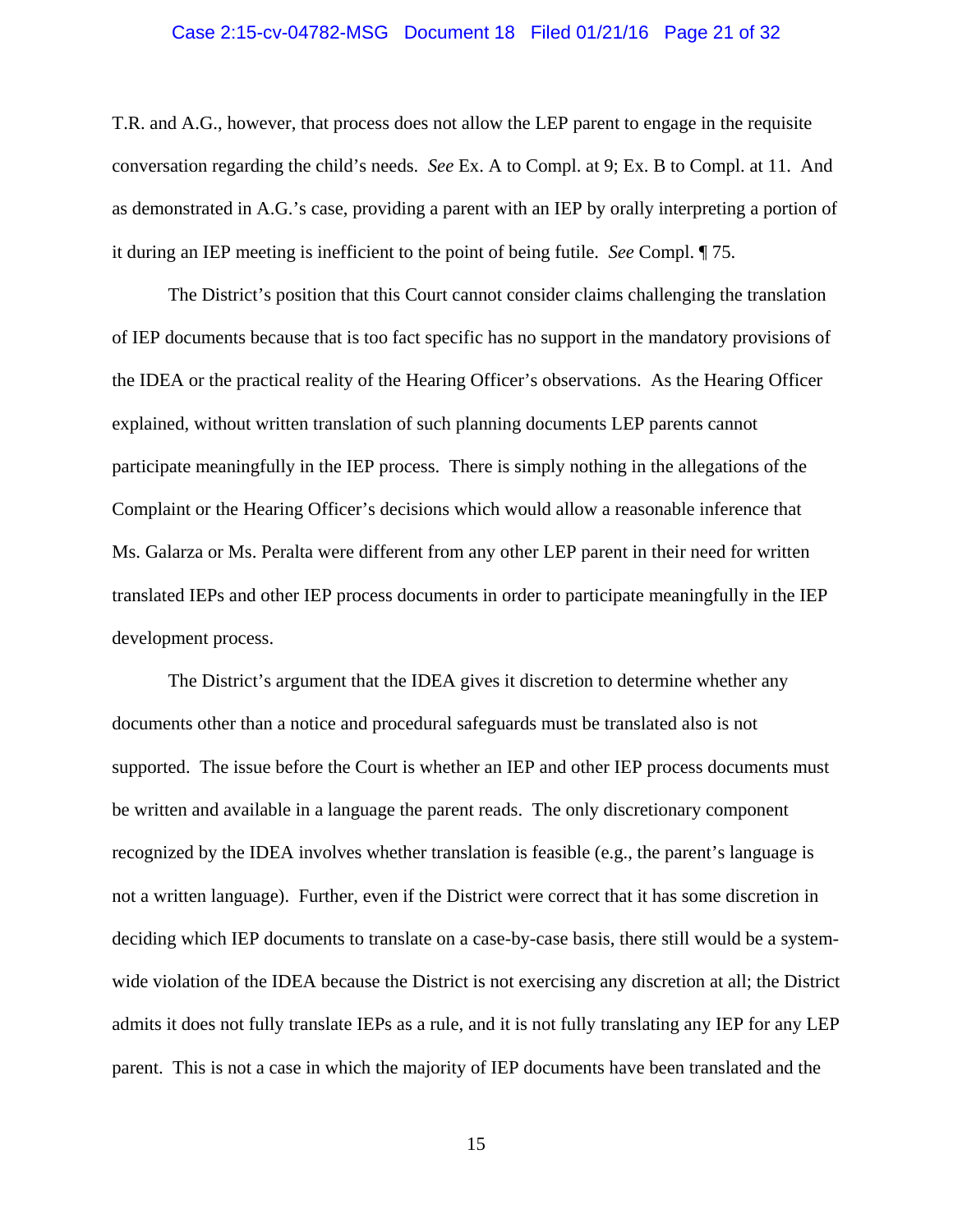T.R. and A.G., however, that process does not allow the LEP parent to engage in the requisite conversation regarding the child's needs. *See* Ex. A to Compl. at 9; Ex. B to Compl. at 11. And as demonstrated in A.G.'s case, providing a parent with an IEP by orally interpreting a portion of it during an IEP meeting is inefficient to the point of being futile. *See* Compl. ¶ 75.

The District's position that this Court cannot consider claims challenging the translation of IEP documents because that is too fact specific has no support in the mandatory provisions of the IDEA or the practical reality of the Hearing Officer's observations. As the Hearing Officer explained, without written translation of such planning documents LEP parents cannot participate meaningfully in the IEP process. There is simply nothing in the allegations of the Complaint or the Hearing Officer's decisions which would allow a reasonable inference that Ms. Galarza or Ms. Peralta were different from any other LEP parent in their need for written translated IEPs and other IEP process documents in order to participate meaningfully in the IEP development process.

The District's argument that the IDEA gives it discretion to determine whether any documents other than a notice and procedural safeguards must be translated also is not supported. The issue before the Court is whether an IEP and other IEP process documents must be written and available in a language the parent reads. The only discretionary component recognized by the IDEA involves whether translation is feasible (e.g., the parent's language is not a written language). Further, even if the District were correct that it has some discretion in deciding which IEP documents to translate on a case-by-case basis, there still would be a system-wide violation of the IDEA because the District is not exercising any discretion at all; the District admits it does not fully translate IEPs as a rule, and it is not fully translating any IEP for any LEP parent. This is not a case in which the majority of IEP documents have been translated and the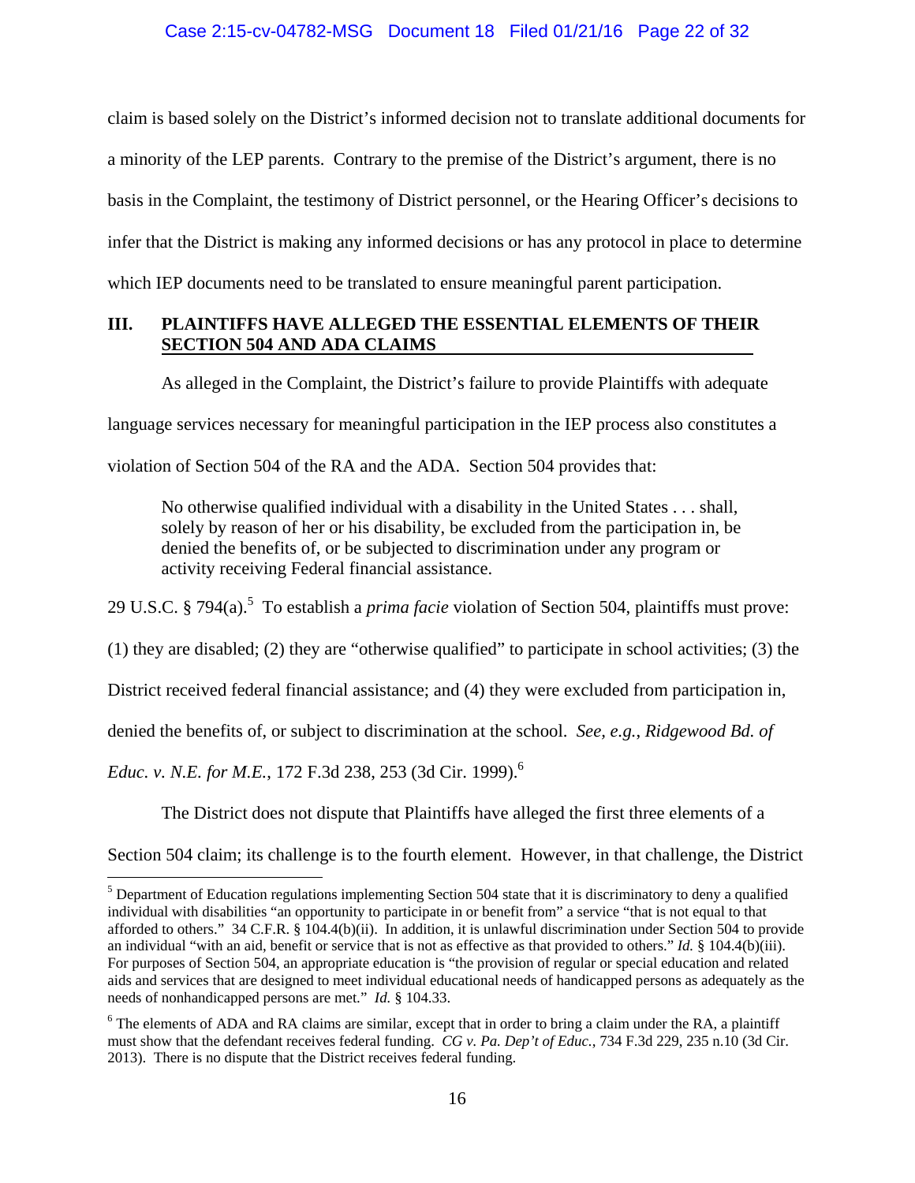claim is based solely on the District's informed decision not to translate additional documents for a minority of the LEP parents. Contrary to the premise of the District's argument, there is no basis in the Complaint, the testimony of District personnel, or the Hearing Officer's decisions to infer that the District is making any informed decisions or has any protocol in place to determine which IEP documents need to be translated to ensure meaningful parent participation.

## III. PLAINTIFFS HAVE ALLEGED THE ESSENTIAL ELEMENTS OF THEIR SECTION 504 AND ADA CLAIMS

As alleged in the Complaint, the District's failure to provide Plaintiffs with adequate language services necessary for meaningful participation in the IEP process also constitutes a violation of Section 504 of the RA and the ADA. Section 504 provides that:

> No otherwise qualified individual with a disability in the United States . . . shall, solely by reason of her or his disability, be excluded from the participation in, be denied the benefits of, or be subjected to discrimination under any program or activity receiving Federal financial assistance.

29 U.S.C. § 794(a).[5] To establish a *prima facie* violation of Section 504, plaintiffs must prove: (1) they are disabled; (2) they are "otherwise qualified" to participate in school activities; (3) the District received federal financial assistance; and (4) they were excluded from participation in, denied the benefits of, or subject to discrimination at the school. *See, e.g.*, *Ridgewood Bd. of Educ. v. N.E. for M.E.*, 172 F.3d 238, 253 (3d Cir. 1999).[6]

The District does not dispute that Plaintiffs have alleged the first three elements of a Section 504 claim; its challenge is to the fourth element. However, in that challenge, the District

---

[5] Department of Education regulations implementing Section 504 state that it is discriminatory to deny a qualified individual with disabilities "an opportunity to participate in or benefit from" a service "that is not equal to that afforded to others." 34 C.F.R. § 104.4(b)(ii). In addition, it is unlawful discrimination under Section 504 to provide an individual "with an aid, benefit or service that is not as effective as that provided to others." *Id.* § 104.4(b)(iii). For purposes of Section 504, an appropriate education is "the provision of regular or special education and related aids and services that are designed to meet individual educational needs of handicapped persons as adequately as the needs of nonhandicapped persons are met." *Id.* § 104.33.

[6] The elements of ADA and RA claims are similar, except that in order to bring a claim under the RA, a plaintiff must show that the defendant receives federal funding. *CG v. Pa. Dep't of Educ.*, 734 F.3d 229, 235 n.10 (3d Cir. 2013). There is no dispute that the District receives federal funding.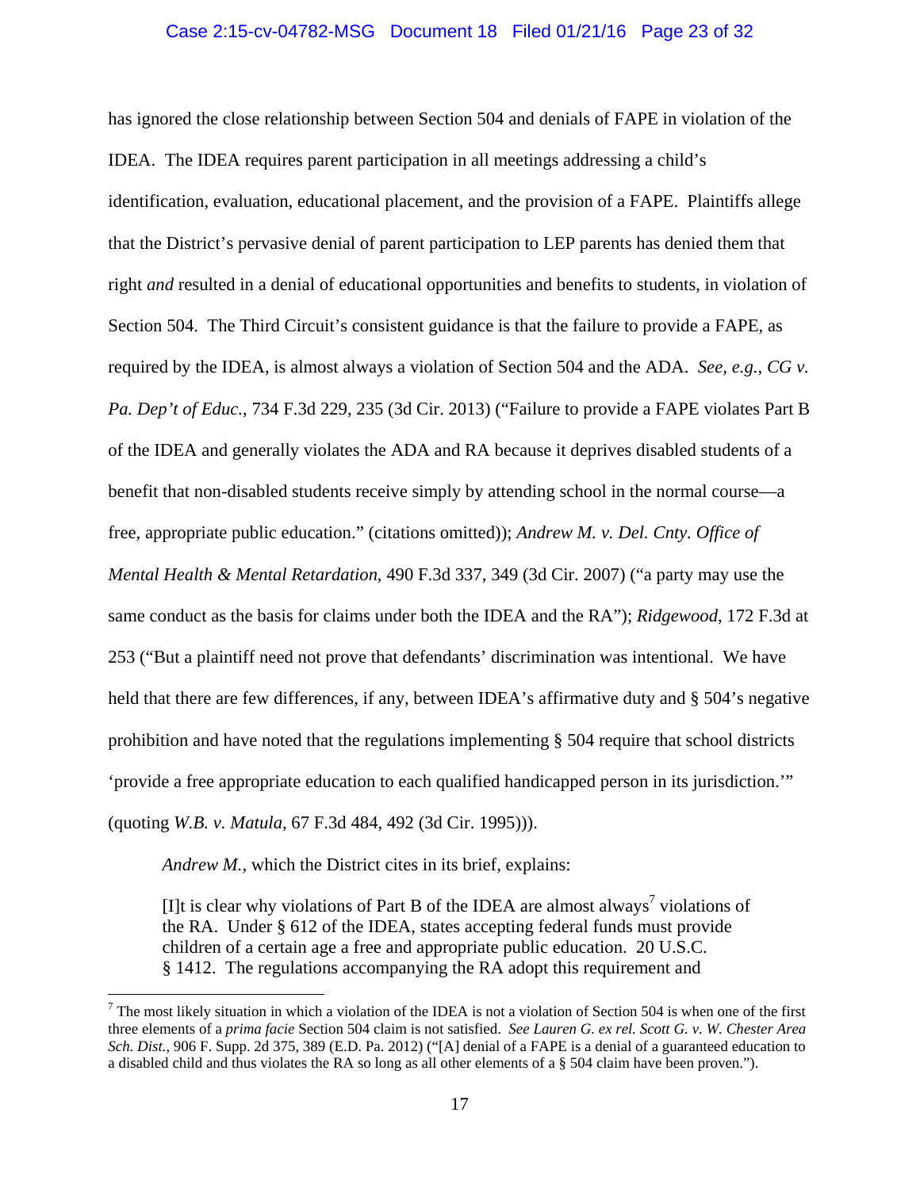has ignored the close relationship between Section 504 and denials of FAPE in violation of the IDEA. The IDEA requires parent participation in all meetings addressing a child's identification, evaluation, educational placement, and the provision of a FAPE. Plaintiffs allege that the District's pervasive denial of parent participation to LEP parents has denied them that right *and* resulted in a denial of educational opportunities and benefits to students, in violation of Section 504. The Third Circuit's consistent guidance is that the failure to provide a FAPE, as required by the IDEA, is almost always a violation of Section 504 and the ADA. *See, e.g.*, *CG v. Pa. Dep't of Educ.*, 734 F.3d 229, 235 (3d Cir. 2013) ("Failure to provide a FAPE violates Part B of the IDEA and generally violates the ADA and RA because it deprives disabled students of a benefit that non-disabled students receive simply by attending school in the normal course—a free, appropriate public education." (citations omitted)); *Andrew M. v. Del. Cnty. Office of Mental Health & Mental Retardation*, 490 F.3d 337, 349 (3d Cir. 2007) ("a party may use the same conduct as the basis for claims under both the IDEA and the RA"); *Ridgewood*, 172 F.3d at 253 ("But a plaintiff need not prove that defendants' discrimination was intentional. We have held that there are few differences, if any, between IDEA's affirmative duty and § 504's negative prohibition and have noted that the regulations implementing § 504 require that school districts 'provide a free appropriate education to each qualified handicapped person in its jurisdiction.'" (quoting *W.B. v. Matula*, 67 F.3d 484, 492 (3d Cir. 1995))).

*Andrew M.*, which the District cites in its brief, explains:

> [I]t is clear why violations of Part B of the IDEA are almost always[7] violations of the RA. Under § 612 of the IDEA, states accepting federal funds must provide children of a certain age a free and appropriate public education. 20 U.S.C. § 1412. The regulations accompanying the RA adopt this requirement and

[7] The most likely situation in which a violation of the IDEA is not a violation of Section 504 is when one of the first three elements of a *prima facie* Section 504 claim is not satisfied. *See Lauren G. ex rel. Scott G. v. W. Chester Area Sch. Dist.*, 906 F. Supp. 2d 375, 389 (E.D. Pa. 2012) ("[A] denial of a FAPE is a denial of a guaranteed education to a disabled child and thus violates the RA so long as all other elements of a § 504 claim have been proven.").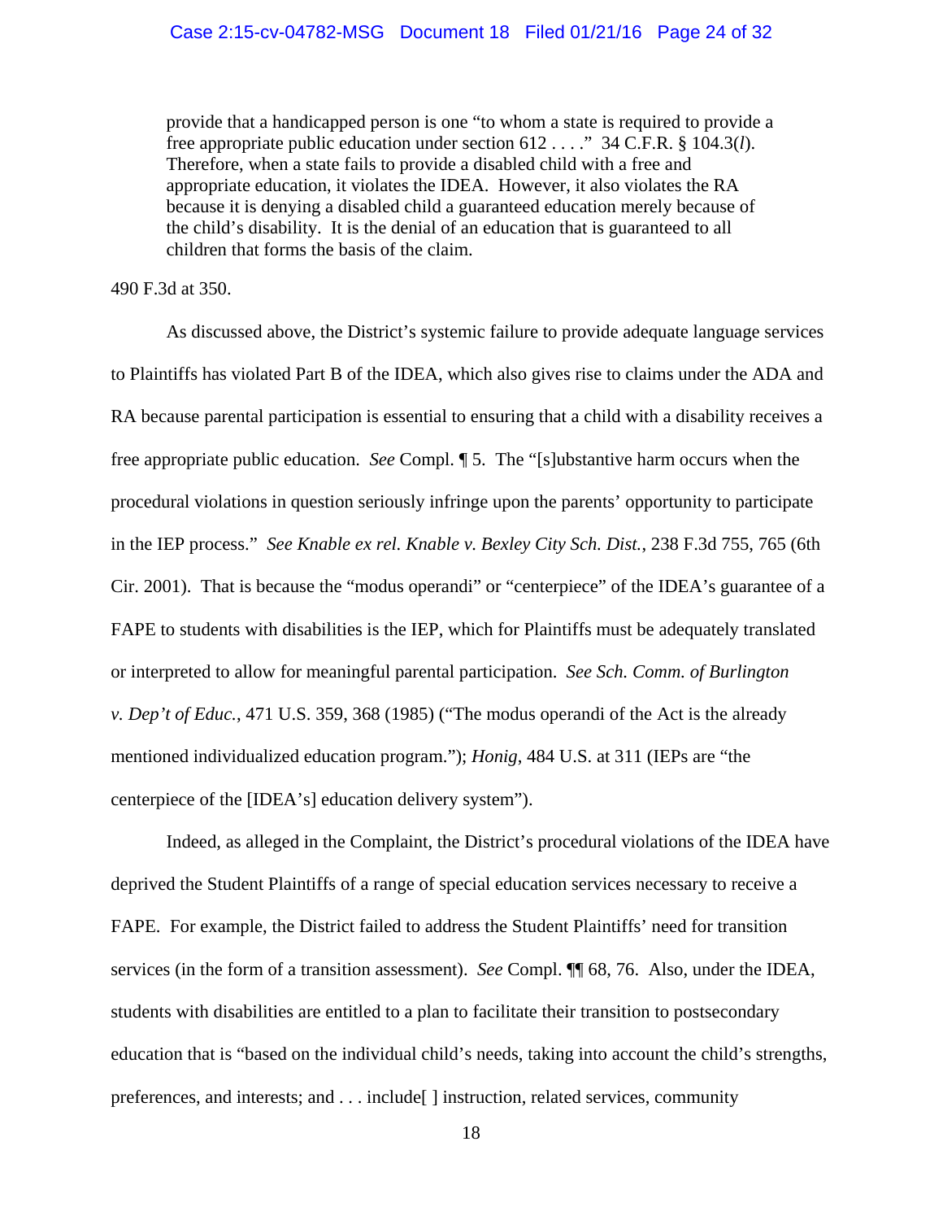> provide that a handicapped person is one "to whom a state is required to provide a free appropriate public education under section 612 . . . ." 34 C.F.R. § 104.3(*l*). Therefore, when a state fails to provide a disabled child with a free and appropriate education, it violates the IDEA. However, it also violates the RA because it is denying a disabled child a guaranteed education merely because of the child's disability. It is the denial of an education that is guaranteed to all children that forms the basis of the claim.

490 F.3d at 350.

As discussed above, the District's systemic failure to provide adequate language services to Plaintiffs has violated Part B of the IDEA, which also gives rise to claims under the ADA and RA because parental participation is essential to ensuring that a child with a disability receives a free appropriate public education. *See* Compl. ¶ 5. The "[s]ubstantive harm occurs when the procedural violations in question seriously infringe upon the parents' opportunity to participate in the IEP process." *See Knable ex rel. Knable v. Bexley City Sch. Dist.*, 238 F.3d 755, 765 (6th Cir. 2001). That is because the "modus operandi" or "centerpiece" of the IDEA's guarantee of a FAPE to students with disabilities is the IEP, which for Plaintiffs must be adequately translated or interpreted to allow for meaningful parental participation. *See Sch. Comm. of Burlington v. Dep't of Educ.*, 471 U.S. 359, 368 (1985) ("The modus operandi of the Act is the already mentioned individualized education program."); *Honig*, 484 U.S. at 311 (IEPs are "the centerpiece of the [IDEA's] education delivery system").

Indeed, as alleged in the Complaint, the District's procedural violations of the IDEA have deprived the Student Plaintiffs of a range of special education services necessary to receive a FAPE. For example, the District failed to address the Student Plaintiffs' need for transition services (in the form of a transition assessment). *See* Compl. ¶¶ 68, 76. Also, under the IDEA, students with disabilities are entitled to a plan to facilitate their transition to postsecondary education that is "based on the individual child's needs, taking into account the child's strengths, preferences, and interests; and . . . include[ ] instruction, related services, community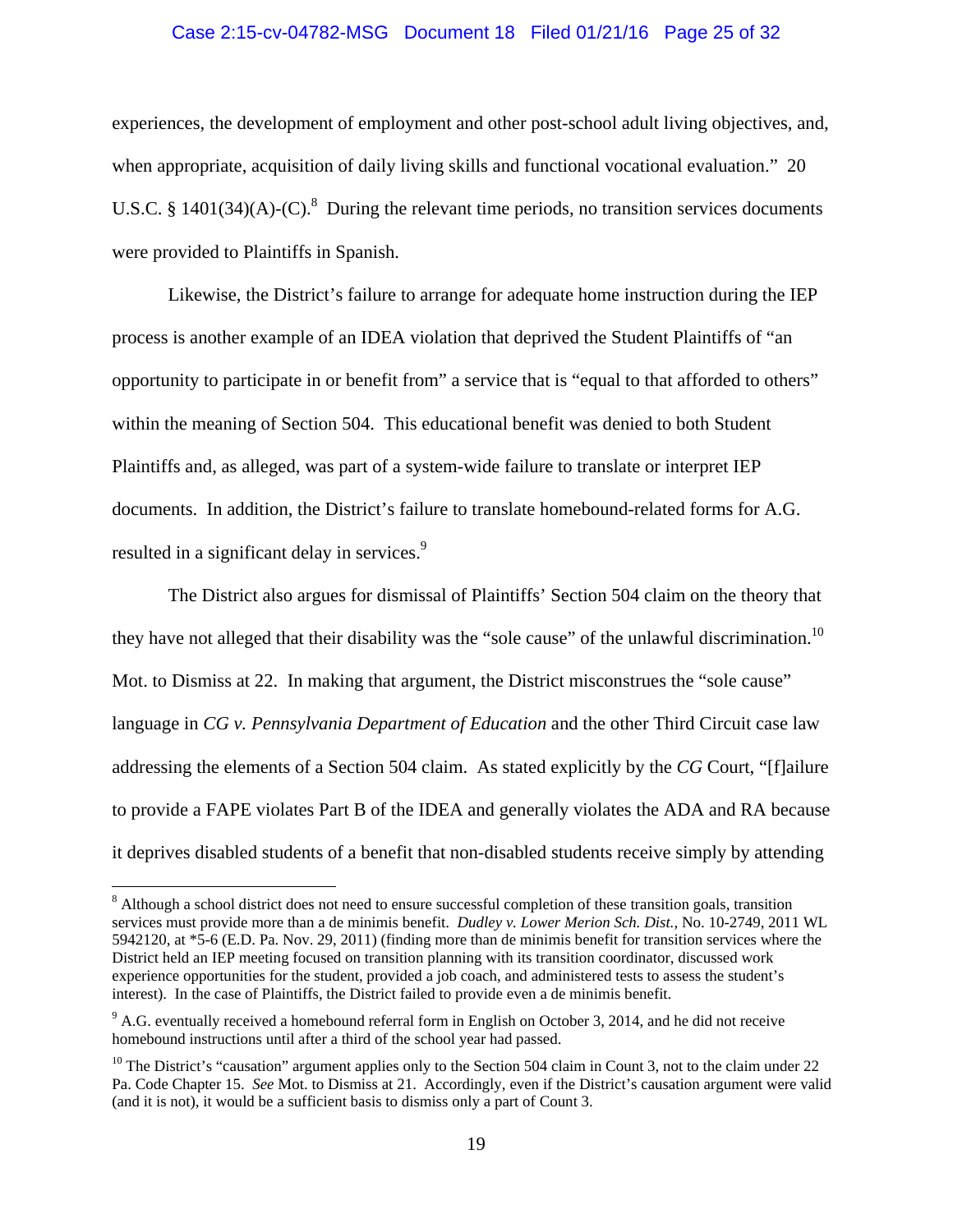experiences, the development of employment and other post-school adult living objectives, and, when appropriate, acquisition of daily living skills and functional vocational evaluation." 20 U.S.C. § 1401(34)(A)-(C).[8] During the relevant time periods, no transition services documents were provided to Plaintiffs in Spanish.

Likewise, the District's failure to arrange for adequate home instruction during the IEP process is another example of an IDEA violation that deprived the Student Plaintiffs of "an opportunity to participate in or benefit from" a service that is "equal to that afforded to others" within the meaning of Section 504. This educational benefit was denied to both Student Plaintiffs and, as alleged, was part of a system-wide failure to translate or interpret IEP documents. In addition, the District's failure to translate homebound-related forms for A.G. resulted in a significant delay in services.[9]

The District also argues for dismissal of Plaintiffs' Section 504 claim on the theory that they have not alleged that their disability was the "sole cause" of the unlawful discrimination.[10] Mot. to Dismiss at 22. In making that argument, the District misconstrues the "sole cause" language in *CG v. Pennsylvania Department of Education* and the other Third Circuit case law addressing the elements of a Section 504 claim. As stated explicitly by the *CG* Court, "[f]ailure to provide a FAPE violates Part B of the IDEA and generally violates the ADA and RA because it deprives disabled students of a benefit that non-disabled students receive simply by attending

---

[8] Although a school district does not need to ensure successful completion of these transition goals, transition services must provide more than a de minimis benefit. *Dudley v. Lower Merion Sch. Dist.*, No. 10-2749, 2011 WL 5942120, at *5-6 (E.D. Pa. Nov. 29, 2011) (finding more than de minimis benefit for transition services where the District held an IEP meeting focused on transition planning with its transition coordinator, discussed work experience opportunities for the student, provided a job coach, and administered tests to assess the student's interest). In the case of Plaintiffs, the District failed to provide even a de minimis benefit.

[9] A.G. eventually received a homebound referral form in English on October 3, 2014, and he did not receive homebound instructions until after a third of the school year had passed.

[10] The District's "causation" argument applies only to the Section 504 claim in Count 3, not to the claim under 22 Pa. Code Chapter 15. *See* Mot. to Dismiss at 21. Accordingly, even if the District's causation argument were valid (and it is not), it would be a sufficient basis to dismiss only a part of Count 3.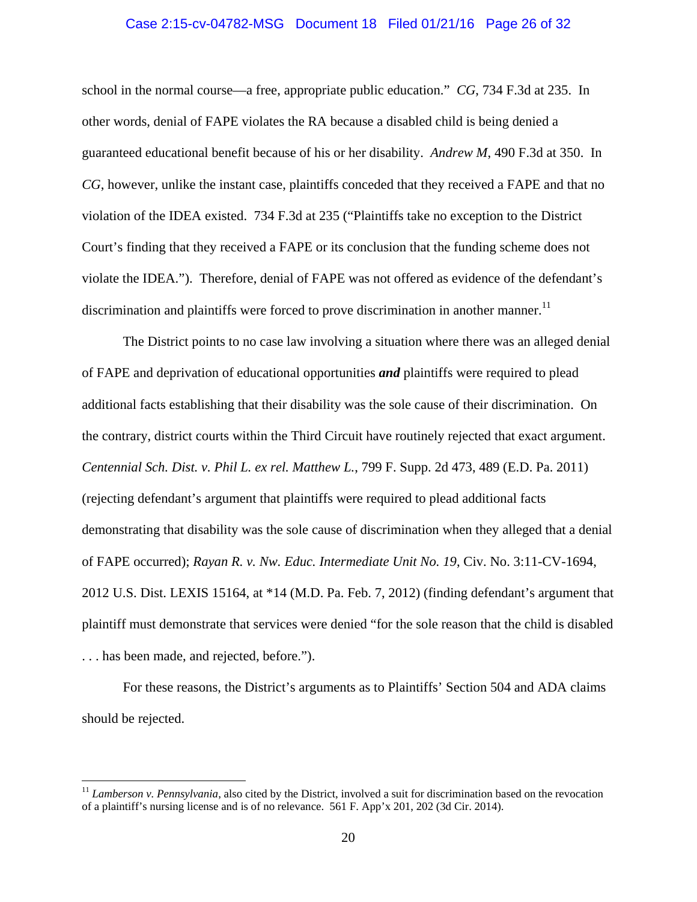school in the normal course—a free, appropriate public education." *CG*, 734 F.3d at 235. In other words, denial of FAPE violates the RA because a disabled child is being denied a guaranteed educational benefit because of his or her disability. *Andrew M*, 490 F.3d at 350. In *CG*, however, unlike the instant case, plaintiffs conceded that they received a FAPE and that no violation of the IDEA existed. 734 F.3d at 235 ("Plaintiffs take no exception to the District Court's finding that they received a FAPE or its conclusion that the funding scheme does not violate the IDEA."). Therefore, denial of FAPE was not offered as evidence of the defendant's discrimination and plaintiffs were forced to prove discrimination in another manner.[11]

The District points to no case law involving a situation where there was an alleged denial of FAPE and deprivation of educational opportunities ***and*** plaintiffs were required to plead additional facts establishing that their disability was the sole cause of their discrimination. On the contrary, district courts within the Third Circuit have routinely rejected that exact argument. *Centennial Sch. Dist. v. Phil L. ex rel. Matthew L.*, 799 F. Supp. 2d 473, 489 (E.D. Pa. 2011) (rejecting defendant's argument that plaintiffs were required to plead additional facts demonstrating that disability was the sole cause of discrimination when they alleged that a denial of FAPE occurred); *Rayan R. v. Nw. Educ. Intermediate Unit No. 19*, Civ. No. 3:11-CV-1694, 2012 U.S. Dist. LEXIS 15164, at *14 (M.D. Pa. Feb. 7, 2012) (finding defendant's argument that plaintiff must demonstrate that services were denied "for the sole reason that the child is disabled . . . has been made, and rejected, before.").

For these reasons, the District's arguments as to Plaintiffs' Section 504 and ADA claims should be rejected.

---

[11] *Lamberson v. Pennsylvania*, also cited by the District, involved a suit for discrimination based on the revocation of a plaintiff's nursing license and is of no relevance. 561 F. App'x 201, 202 (3d Cir. 2014).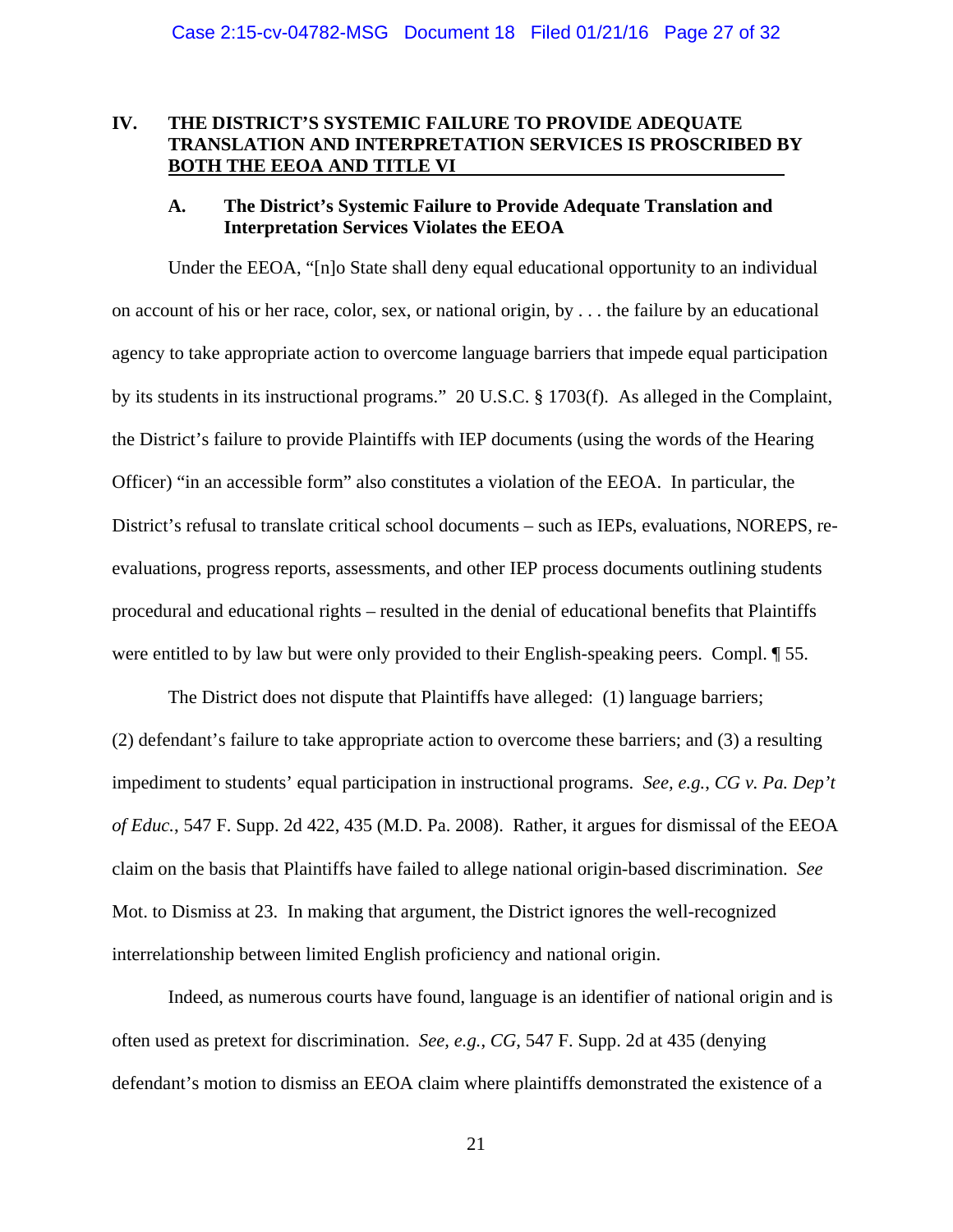## IV. THE DISTRICT'S SYSTEMIC FAILURE TO PROVIDE ADEQUATE TRANSLATION AND INTERPRETATION SERVICES IS PROSCRIBED BY BOTH THE EEOA AND TITLE VI

### A. The District's Systemic Failure to Provide Adequate Translation and Interpretation Services Violates the EEOA

Under the EEOA, "[n]o State shall deny equal educational opportunity to an individual on account of his or her race, color, sex, or national origin, by . . . the failure by an educational agency to take appropriate action to overcome language barriers that impede equal participation by its students in its instructional programs." 20 U.S.C. § 1703(f). As alleged in the Complaint, the District's failure to provide Plaintiffs with IEP documents (using the words of the Hearing Officer) "in an accessible form" also constitutes a violation of the EEOA. In particular, the District's refusal to translate critical school documents – such as IEPs, evaluations, NOREPS, re-evaluations, progress reports, assessments, and other IEP process documents outlining students procedural and educational rights – resulted in the denial of educational benefits that Plaintiffs were entitled to by law but were only provided to their English-speaking peers. Compl. ¶ 55.

The District does not dispute that Plaintiffs have alleged: (1) language barriers; (2) defendant's failure to take appropriate action to overcome these barriers; and (3) a resulting impediment to students' equal participation in instructional programs. *See, e.g.*, *CG v. Pa. Dep't of Educ.*, 547 F. Supp. 2d 422, 435 (M.D. Pa. 2008). Rather, it argues for dismissal of the EEOA claim on the basis that Plaintiffs have failed to allege national origin-based discrimination. *See* Mot. to Dismiss at 23. In making that argument, the District ignores the well-recognized interrelationship between limited English proficiency and national origin.

Indeed, as numerous courts have found, language is an identifier of national origin and is often used as pretext for discrimination. *See, e.g.*, *CG*, 547 F. Supp. 2d at 435 (denying defendant's motion to dismiss an EEOA claim where plaintiffs demonstrated the existence of a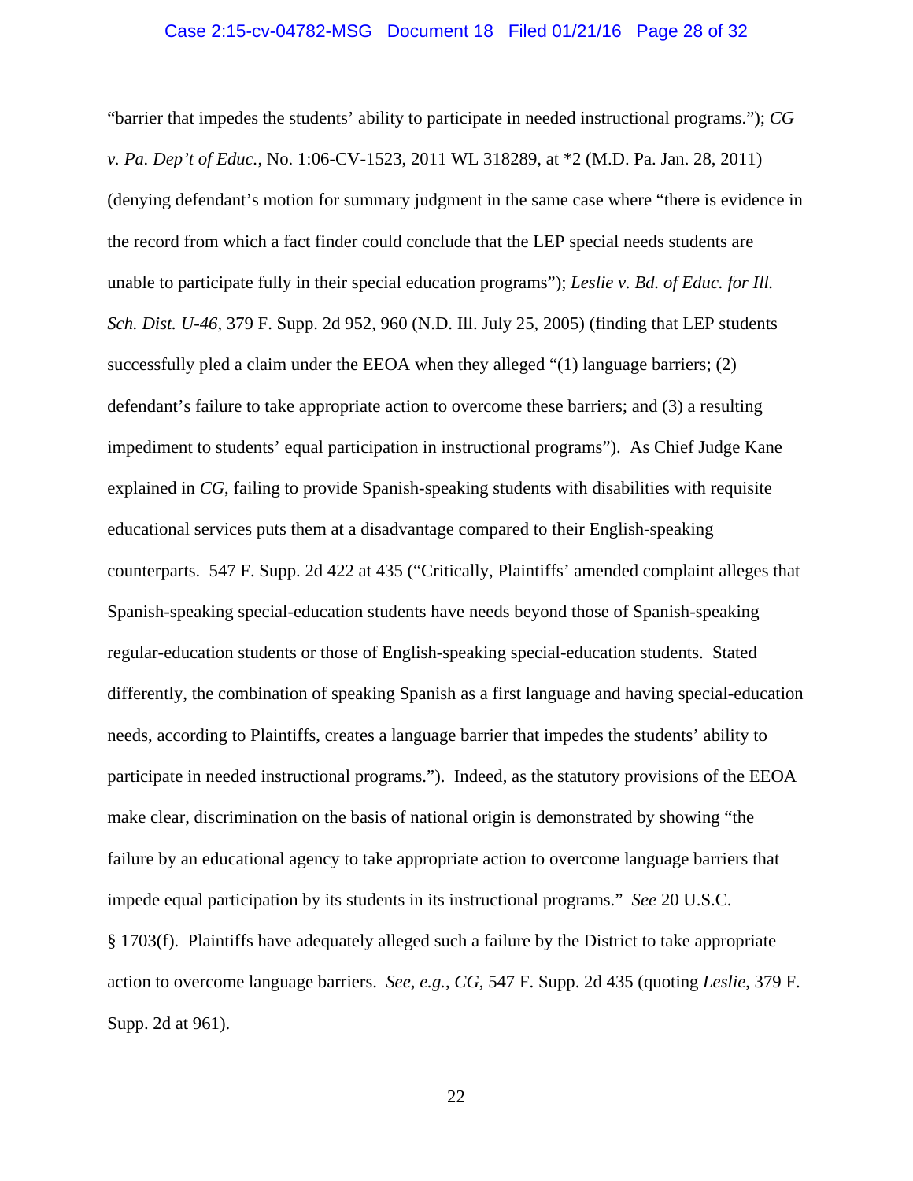"barrier that impedes the students' ability to participate in needed instructional programs."); *CG v. Pa. Dep't of Educ.*, No. 1:06-CV-1523, 2011 WL 318289, at *2 (M.D. Pa. Jan. 28, 2011) (denying defendant's motion for summary judgment in the same case where "there is evidence in the record from which a fact finder could conclude that the LEP special needs students are unable to participate fully in their special education programs"); *Leslie v. Bd. of Educ. for Ill. Sch. Dist. U-46*, 379 F. Supp. 2d 952, 960 (N.D. Ill. July 25, 2005) (finding that LEP students successfully pled a claim under the EEOA when they alleged "(1) language barriers; (2) defendant's failure to take appropriate action to overcome these barriers; and (3) a resulting impediment to students' equal participation in instructional programs"). As Chief Judge Kane explained in *CG*, failing to provide Spanish-speaking students with disabilities with requisite educational services puts them at a disadvantage compared to their English-speaking counterparts. 547 F. Supp. 2d 422 at 435 ("Critically, Plaintiffs' amended complaint alleges that Spanish-speaking special-education students have needs beyond those of Spanish-speaking regular-education students or those of English-speaking special-education students. Stated differently, the combination of speaking Spanish as a first language and having special-education needs, according to Plaintiffs, creates a language barrier that impedes the students' ability to participate in needed instructional programs."). Indeed, as the statutory provisions of the EEOA make clear, discrimination on the basis of national origin is demonstrated by showing "the failure by an educational agency to take appropriate action to overcome language barriers that impede equal participation by its students in its instructional programs." *See* 20 U.S.C. § 1703(f). Plaintiffs have adequately alleged such a failure by the District to take appropriate action to overcome language barriers. *See, e.g.*, *CG*, 547 F. Supp. 2d 435 (quoting *Leslie*, 379 F. Supp. 2d at 961).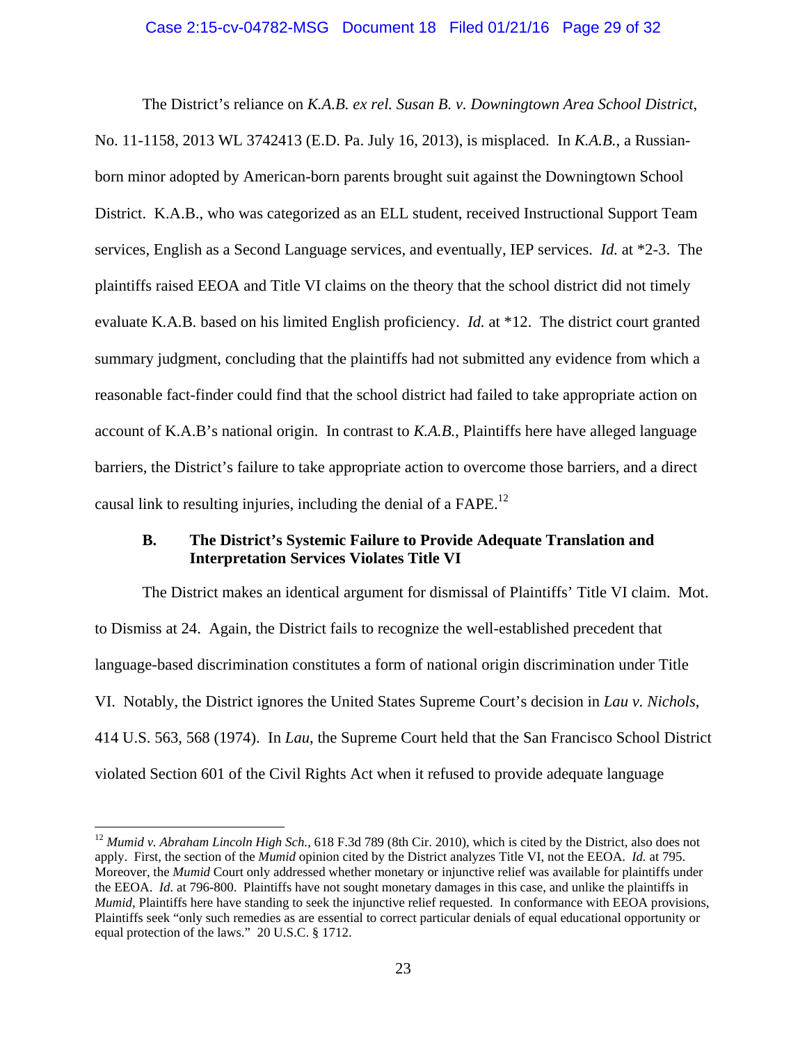The District's reliance on *K.A.B. ex rel. Susan B. v. Downingtown Area School District*, No. 11-1158, 2013 WL 3742413 (E.D. Pa. July 16, 2013), is misplaced. In *K.A.B.*, a Russian-born minor adopted by American-born parents brought suit against the Downingtown School District. K.A.B., who was categorized as an ELL student, received Instructional Support Team services, English as a Second Language services, and eventually, IEP services. *Id.* at *2-3. The plaintiffs raised EEOA and Title VI claims on the theory that the school district did not timely evaluate K.A.B. based on his limited English proficiency. *Id.* at *12. The district court granted summary judgment, concluding that the plaintiffs had not submitted any evidence from which a reasonable fact-finder could find that the school district had failed to take appropriate action on account of K.A.B's national origin. In contrast to *K.A.B.*, Plaintiffs here have alleged language barriers, the District's failure to take appropriate action to overcome those barriers, and a direct causal link to resulting injuries, including the denial of a FAPE.[12]

### B. The District's Systemic Failure to Provide Adequate Translation and Interpretation Services Violates Title VI

The District makes an identical argument for dismissal of Plaintiffs' Title VI claim. Mot. to Dismiss at 24. Again, the District fails to recognize the well-established precedent that language-based discrimination constitutes a form of national origin discrimination under Title VI. Notably, the District ignores the United States Supreme Court's decision in *Lau v. Nichols*, 414 U.S. 563, 568 (1974). In *Lau*, the Supreme Court held that the San Francisco School District violated Section 601 of the Civil Rights Act when it refused to provide adequate language

---

[12] *Mumid v. Abraham Lincoln High Sch.*, 618 F.3d 789 (8th Cir. 2010), which is cited by the District, also does not apply. First, the section of the *Mumid* opinion cited by the District analyzes Title VI, not the EEOA. *Id.* at 795. Moreover, the *Mumid* Court only addressed whether monetary or injunctive relief was available for plaintiffs under the EEOA. *Id.* at 796-800. Plaintiffs have not sought monetary damages in this case, and unlike the plaintiffs in *Mumid*, Plaintiffs here have standing to seek the injunctive relief requested. In conformance with EEOA provisions, Plaintiffs seek "only such remedies as are essential to correct particular denials of equal educational opportunity or equal protection of the laws." 20 U.S.C. § 1712.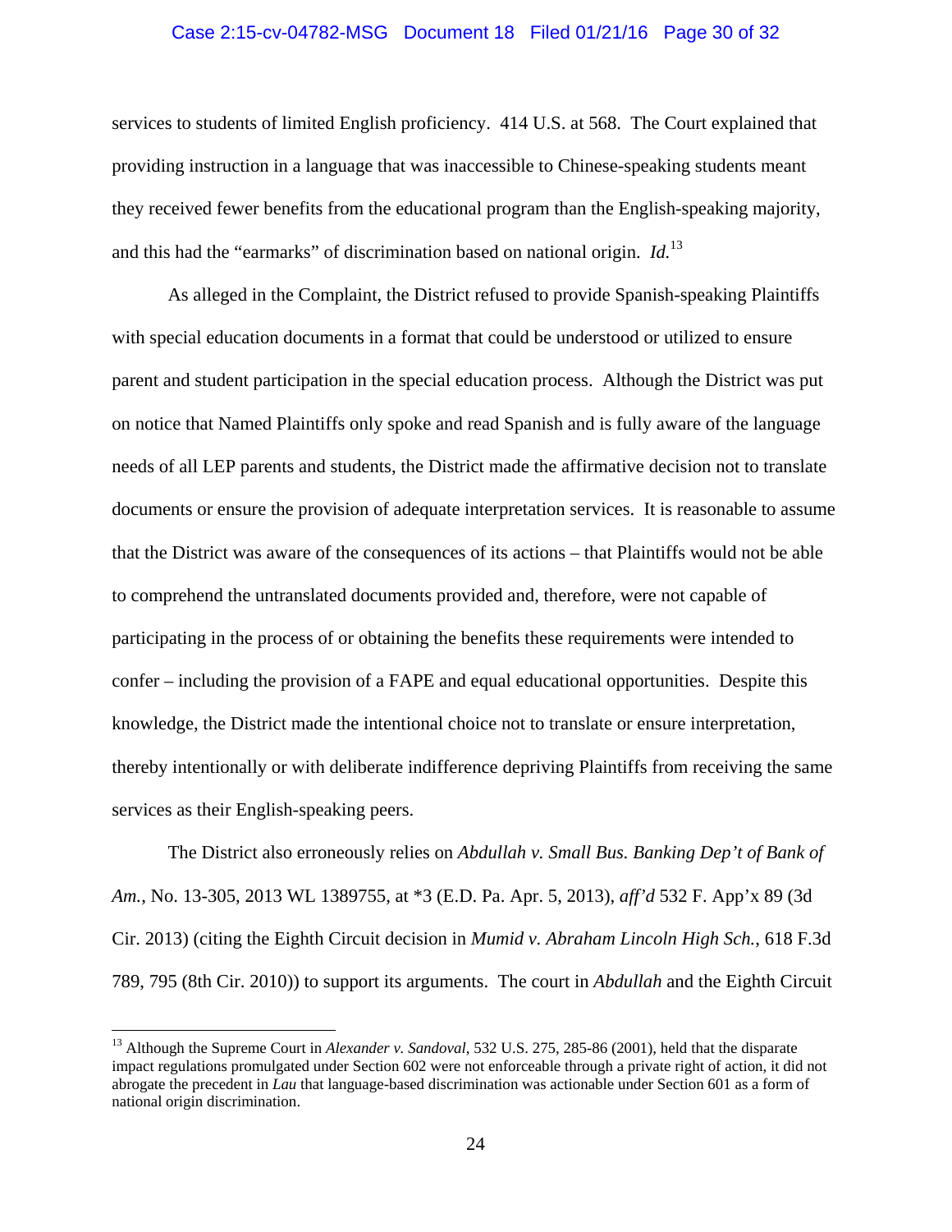services to students of limited English proficiency. 414 U.S. at 568. The Court explained that providing instruction in a language that was inaccessible to Chinese-speaking students meant they received fewer benefits from the educational program than the English-speaking majority, and this had the "earmarks" of discrimination based on national origin. *Id.*[13]

As alleged in the Complaint, the District refused to provide Spanish-speaking Plaintiffs with special education documents in a format that could be understood or utilized to ensure parent and student participation in the special education process. Although the District was put on notice that Named Plaintiffs only spoke and read Spanish and is fully aware of the language needs of all LEP parents and students, the District made the affirmative decision not to translate documents or ensure the provision of adequate interpretation services. It is reasonable to assume that the District was aware of the consequences of its actions – that Plaintiffs would not be able to comprehend the untranslated documents provided and, therefore, were not capable of participating in the process of or obtaining the benefits these requirements were intended to confer – including the provision of a FAPE and equal educational opportunities. Despite this knowledge, the District made the intentional choice not to translate or ensure interpretation, thereby intentionally or with deliberate indifference depriving Plaintiffs from receiving the same services as their English-speaking peers.

The District also erroneously relies on *Abdullah v. Small Bus. Banking Dep't of Bank of Am.*, No. 13-305, 2013 WL 1389755, at *3 (E.D. Pa. Apr. 5, 2013), *aff'd* 532 F. App'x 89 (3d Cir. 2013) (citing the Eighth Circuit decision in *Mumid v. Abraham Lincoln High Sch.*, 618 F.3d 789, 795 (8th Cir. 2010)) to support its arguments. The court in *Abdullah* and the Eighth Circuit

---

[13] Although the Supreme Court in *Alexander v. Sandoval*, 532 U.S. 275, 285-86 (2001), held that the disparate impact regulations promulgated under Section 602 were not enforceable through a private right of action, it did not abrogate the precedent in *Lau* that language-based discrimination was actionable under Section 601 as a form of national origin discrimination.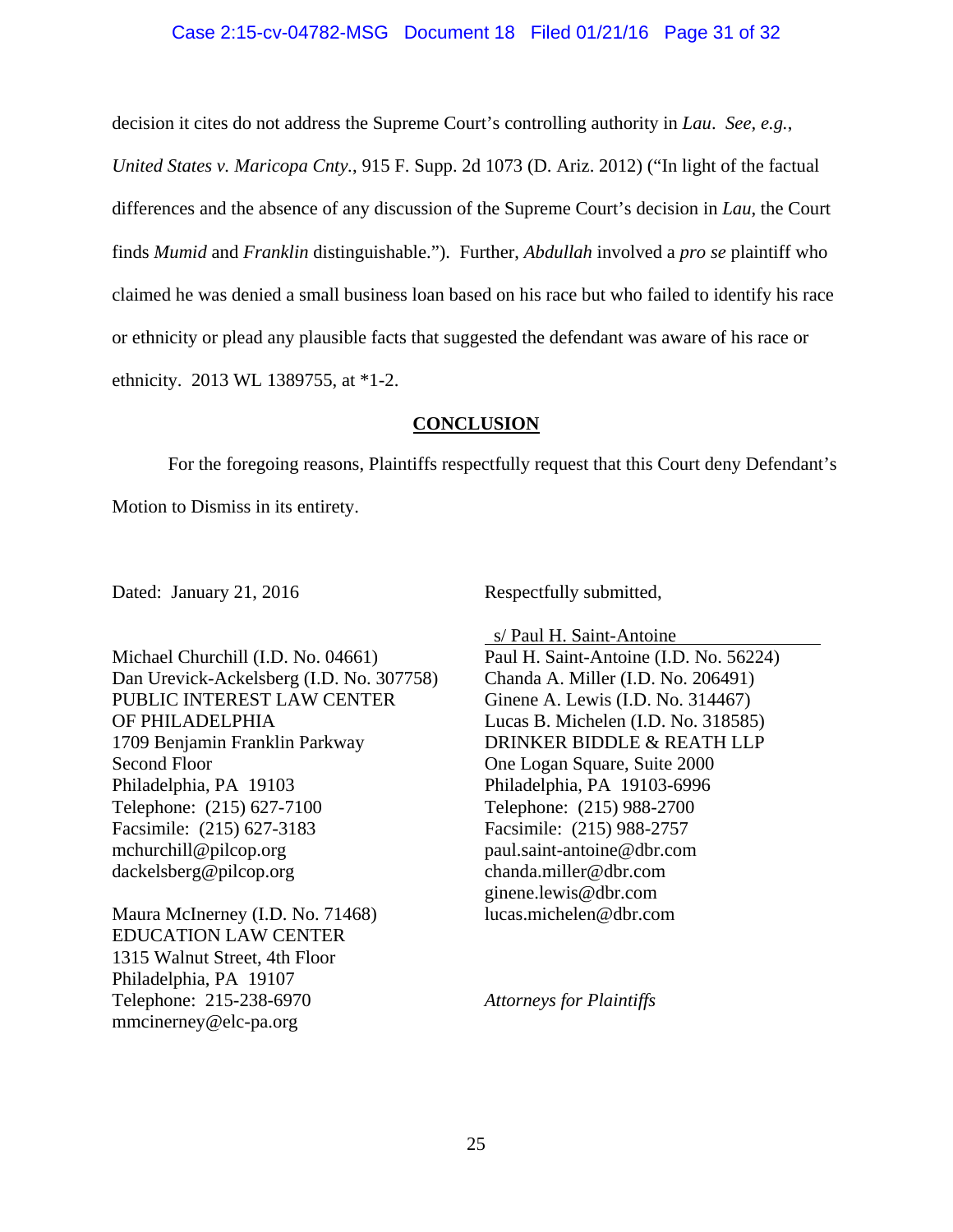decision it cites do not address the Supreme Court's controlling authority in *Lau*. *See, e.g.*, *United States v. Maricopa Cnty.*, 915 F. Supp. 2d 1073 (D. Ariz. 2012) ("In light of the factual differences and the absence of any discussion of the Supreme Court's decision in *Lau*, the Court finds *Mumid* and *Franklin* distinguishable."). Further, *Abdullah* involved a *pro se* plaintiff who claimed he was denied a small business loan based on his race but who failed to identify his race or ethnicity or plead any plausible facts that suggested the defendant was aware of his race or ethnicity. 2013 WL 1389755, at *1-2.

## CONCLUSION

For the foregoing reasons, Plaintiffs respectfully request that this Court deny Defendant's Motion to Dismiss in its entirety.

Dated: January 21, 2016

Respectfully submitted,

s/ Paul H. Saint-Antoine
Paul H. Saint-Antoine (I.D. No. 56224)
Chanda A. Miller (I.D. No. 206491)
Ginene A. Lewis (I.D. No. 314467)
Lucas B. Michelen (I.D. No. 318585)
DRINKER BIDDLE & REATH LLP
One Logan Square, Suite 2000
Philadelphia, PA 19103-6996
Telephone: (215) 988-2700
Facsimile: (215) 988-2757
paul.saint-antoine@dbr.com
chanda.miller@dbr.com
ginene.lewis@dbr.com
lucas.michelen@dbr.com

Michael Churchill (I.D. No. 04661)
Dan Urevick-Ackelsberg (I.D. No. 307758)
PUBLIC INTEREST LAW CENTER
OF PHILADELPHIA
1709 Benjamin Franklin Parkway
Second Floor
Philadelphia, PA 19103
Telephone: (215) 627-7100
Facsimile: (215) 627-3183
mchurchill@pilcop.org
dackelsberg@pilcop.org

Maura McInerney (I.D. No. 71468)
EDUCATION LAW CENTER
1315 Walnut Street, 4th Floor
Philadelphia, PA 19107
Telephone: 215-238-6970
mmcinerney@elc-pa.org

*Attorneys for Plaintiffs*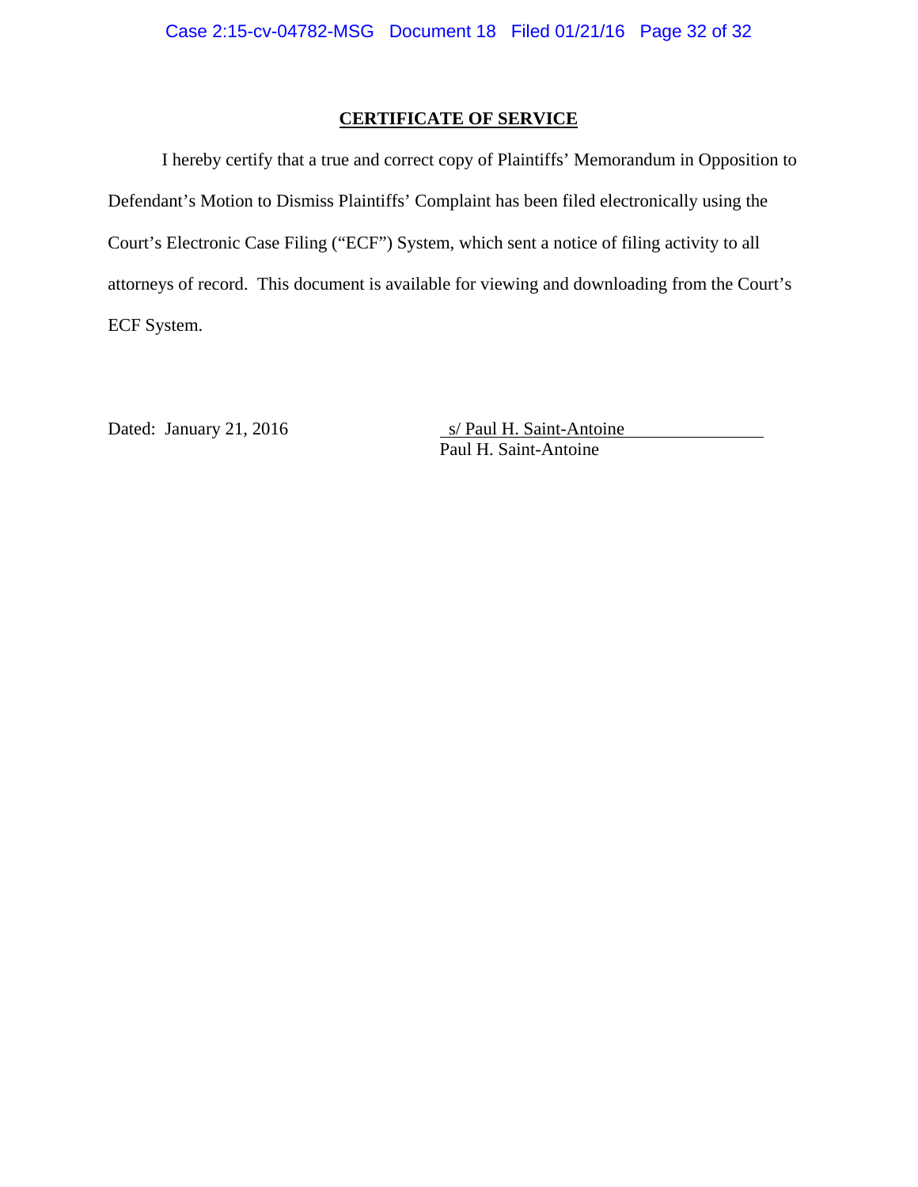## CERTIFICATE OF SERVICE

I hereby certify that a true and correct copy of Plaintiffs' Memorandum in Opposition to Defendant's Motion to Dismiss Plaintiffs' Complaint has been filed electronically using the Court's Electronic Case Filing ("ECF") System, which sent a notice of filing activity to all attorneys of record. This document is available for viewing and downloading from the Court's ECF System.

Dated: January 21, 2016

s/ Paul H. Saint-Antoine
Paul H. Saint-Antoine